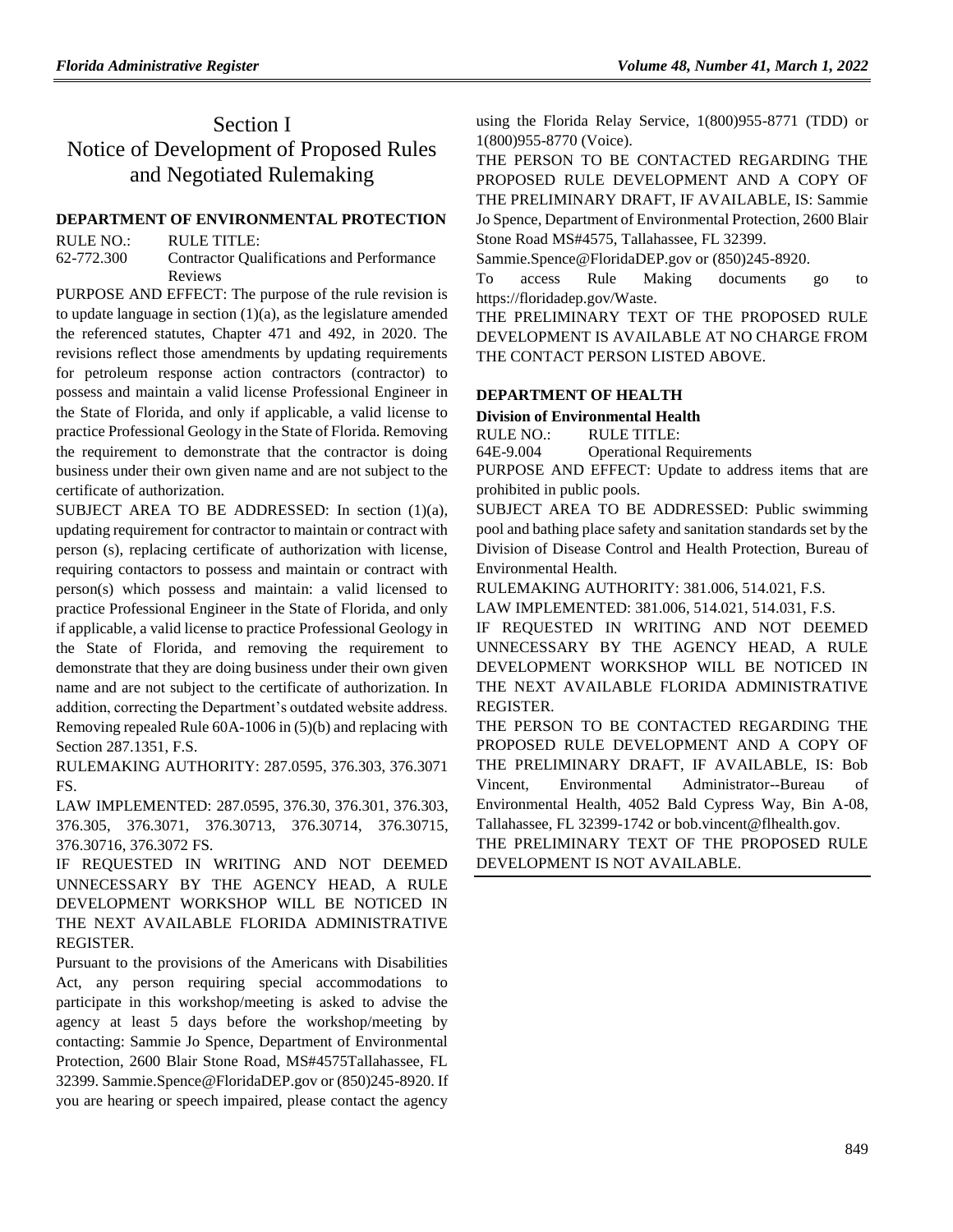# Section I
# Notice of Development of Proposed Rules and Negotiated Rulemaking

## DEPARTMENT OF ENVIRONMENTAL PROTECTION

RULE NO.: RULE TITLE:

62-772.300 Contractor Qualifications and Performance Reviews

PURPOSE AND EFFECT: The purpose of the rule revision is to update language in section (1)(a), as the legislature amended the referenced statutes, Chapter 471 and 492, in 2020. The revisions reflect those amendments by updating requirements for petroleum response action contractors (contractor) to possess and maintain a valid license Professional Engineer in the State of Florida, and only if applicable, a valid license to practice Professional Geology in the State of Florida. Removing the requirement to demonstrate that the contractor is doing business under their own given name and are not subject to the certificate of authorization.

SUBJECT AREA TO BE ADDRESSED: In section (1)(a), updating requirement for contractor to maintain or contract with person (s), replacing certificate of authorization with license, requiring contactors to possess and maintain or contract with person(s) which possess and maintain: a valid licensed to practice Professional Engineer in the State of Florida, and only if applicable, a valid license to practice Professional Geology in the State of Florida, and removing the requirement to demonstrate that they are doing business under their own given name and are not subject to the certificate of authorization. In addition, correcting the Department's outdated website address. Removing repealed Rule 60A-1006 in (5)(b) and replacing with Section 287.1351, F.S.

RULEMAKING AUTHORITY: 287.0595, 376.303, 376.3071 FS.

LAW IMPLEMENTED: 287.0595, 376.30, 376.301, 376.303, 376.305, 376.3071, 376.30713, 376.30714, 376.30715, 376.30716, 376.3072 FS.

IF REQUESTED IN WRITING AND NOT DEEMED UNNECESSARY BY THE AGENCY HEAD, A RULE DEVELOPMENT WORKSHOP WILL BE NOTICED IN THE NEXT AVAILABLE FLORIDA ADMINISTRATIVE REGISTER.

Pursuant to the provisions of the Americans with Disabilities Act, any person requiring special accommodations to participate in this workshop/meeting is asked to advise the agency at least 5 days before the workshop/meeting by contacting: Sammie Jo Spence, Department of Environmental Protection, 2600 Blair Stone Road, MS#4575Tallahassee, FL 32399. Sammie.Spence@FloridaDEP.gov or (850)245-8920. If you are hearing or speech impaired, please contact the agency using the Florida Relay Service, 1(800)955-8771 (TDD) or 1(800)955-8770 (Voice).

THE PERSON TO BE CONTACTED REGARDING THE PROPOSED RULE DEVELOPMENT AND A COPY OF THE PRELIMINARY DRAFT, IF AVAILABLE, IS: Sammie Jo Spence, Department of Environmental Protection, 2600 Blair Stone Road MS#4575, Tallahassee, FL 32399. Sammie.Spence@FloridaDEP.gov or (850)245-8920.

To access Rule Making documents go to https://floridadep.gov/Waste.

THE PRELIMINARY TEXT OF THE PROPOSED RULE DEVELOPMENT IS AVAILABLE AT NO CHARGE FROM THE CONTACT PERSON LISTED ABOVE.

## DEPARTMENT OF HEALTH

### Division of Environmental Health

RULE NO.: RULE TITLE:

64E-9.004 Operational Requirements

PURPOSE AND EFFECT: Update to address items that are prohibited in public pools.

SUBJECT AREA TO BE ADDRESSED: Public swimming pool and bathing place safety and sanitation standards set by the Division of Disease Control and Health Protection, Bureau of Environmental Health.

RULEMAKING AUTHORITY: 381.006, 514.021, F.S.

LAW IMPLEMENTED: 381.006, 514.021, 514.031, F.S.

IF REQUESTED IN WRITING AND NOT DEEMED UNNECESSARY BY THE AGENCY HEAD, A RULE DEVELOPMENT WORKSHOP WILL BE NOTICED IN THE NEXT AVAILABLE FLORIDA ADMINISTRATIVE REGISTER.

THE PERSON TO BE CONTACTED REGARDING THE PROPOSED RULE DEVELOPMENT AND A COPY OF THE PRELIMINARY DRAFT, IF AVAILABLE, IS: Bob Vincent, Environmental Administrator--Bureau of Environmental Health, 4052 Bald Cypress Way, Bin A-08, Tallahassee, FL 32399-1742 or bob.vincent@flhealth.gov.

THE PRELIMINARY TEXT OF THE PROPOSED RULE DEVELOPMENT IS NOT AVAILABLE.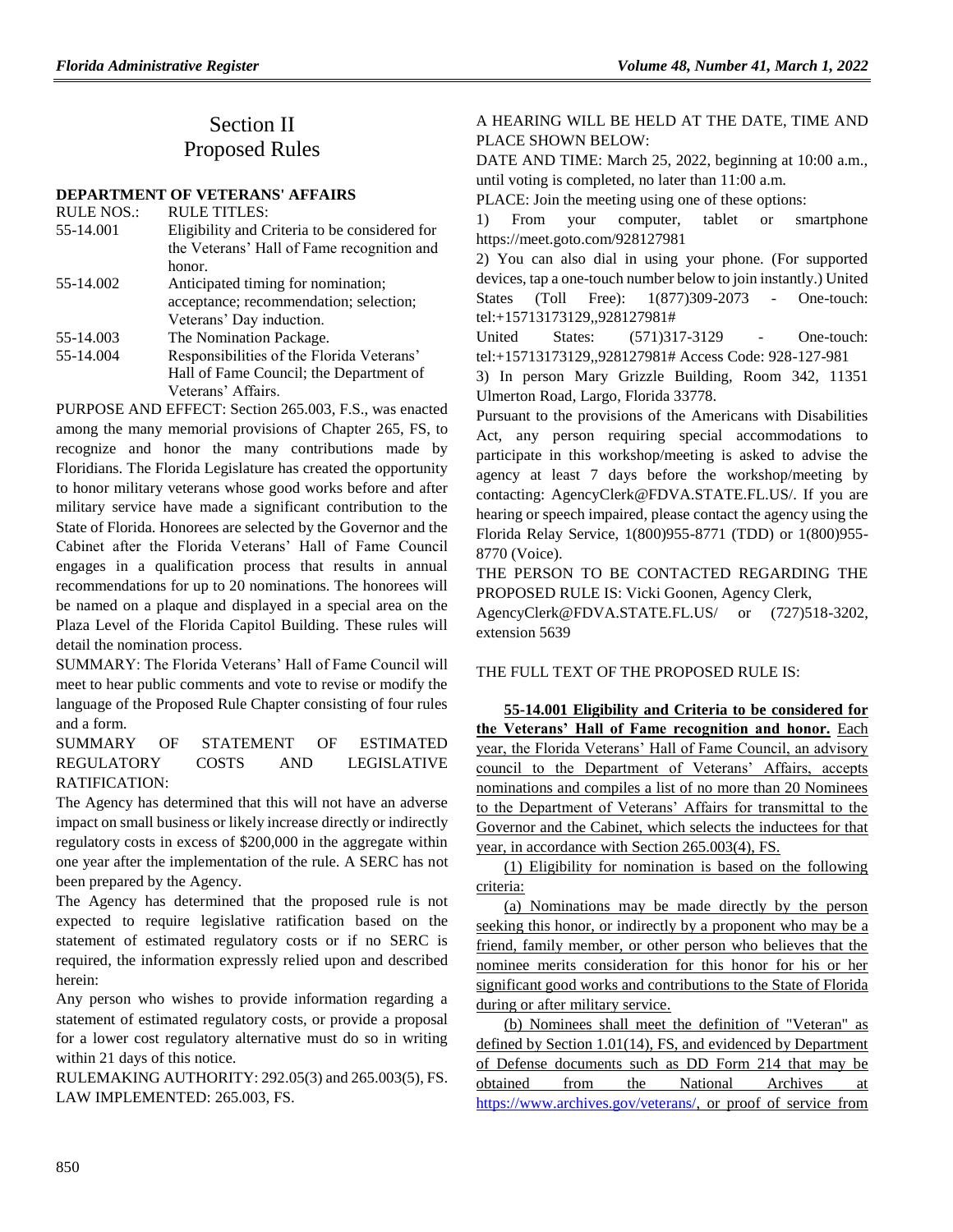# Section II
# Proposed Rules

## DEPARTMENT OF VETERANS' AFFAIRS

| RULE NOS.: | RULE TITLES: |
|---|---|
| 55-14.001 | Eligibility and Criteria to be considered for the Veterans' Hall of Fame recognition and honor. |
| 55-14.002 | Anticipated timing for nomination; acceptance; recommendation; selection; Veterans' Day induction. |
| 55-14.003 | The Nomination Package. |
| 55-14.004 | Responsibilities of the Florida Veterans' Hall of Fame Council; the Department of Veterans' Affairs. |

PURPOSE AND EFFECT: Section 265.003, F.S., was enacted among the many memorial provisions of Chapter 265, FS, to recognize and honor the many contributions made by Floridians. The Florida Legislature has created the opportunity to honor military veterans whose good works before and after military service have made a significant contribution to the State of Florida. Honorees are selected by the Governor and the Cabinet after the Florida Veterans' Hall of Fame Council engages in a qualification process that results in annual recommendations for up to 20 nominations. The honorees will be named on a plaque and displayed in a special area on the Plaza Level of the Florida Capitol Building. These rules will detail the nomination process.

SUMMARY: The Florida Veterans' Hall of Fame Council will meet to hear public comments and vote to revise or modify the language of the Proposed Rule Chapter consisting of four rules and a form.

SUMMARY OF STATEMENT OF ESTIMATED REGULATORY COSTS AND LEGISLATIVE RATIFICATION:

The Agency has determined that this will not have an adverse impact on small business or likely increase directly or indirectly regulatory costs in excess of $200,000 in the aggregate within one year after the implementation of the rule. A SERC has not been prepared by the Agency.

The Agency has determined that the proposed rule is not expected to require legislative ratification based on the statement of estimated regulatory costs or if no SERC is required, the information expressly relied upon and described herein:

Any person who wishes to provide information regarding a statement of estimated regulatory costs, or provide a proposal for a lower cost regulatory alternative must do so in writing within 21 days of this notice.

RULEMAKING AUTHORITY: 292.05(3) and 265.003(5), FS.

LAW IMPLEMENTED: 265.003, FS.

A HEARING WILL BE HELD AT THE DATE, TIME AND PLACE SHOWN BELOW:

DATE AND TIME: March 25, 2022, beginning at 10:00 a.m., until voting is completed, no later than 11:00 a.m.

PLACE: Join the meeting using one of these options:

1) From your computer, tablet or smartphone https://meet.goto.com/928127981

2) You can also dial in using your phone. (For supported devices, tap a one-touch number below to join instantly.) United States (Toll Free): 1(877)309-2073 - One-touch: tel:+15713173129,,928127981#

United States: (571)317-3129 - One-touch: tel:+15713173129,,928127981# Access Code: 928-127-981

3) In person Mary Grizzle Building, Room 342, 11351 Ulmerton Road, Largo, Florida 33778.

Pursuant to the provisions of the Americans with Disabilities Act, any person requiring special accommodations to participate in this workshop/meeting is asked to advise the agency at least 7 days before the workshop/meeting by contacting: AgencyClerk@FDVA.STATE.FL.US/. If you are hearing or speech impaired, please contact the agency using the Florida Relay Service, 1(800)955-8771 (TDD) or 1(800)955-8770 (Voice).

THE PERSON TO BE CONTACTED REGARDING THE PROPOSED RULE IS: Vicki Goonen, Agency Clerk, AgencyClerk@FDVA.STATE.FL.US/ or (727)518-3202, extension 5639

THE FULL TEXT OF THE PROPOSED RULE IS:

**55-14.001 Eligibility and Criteria to be considered for the Veterans' Hall of Fame recognition and honor.** Each year, the Florida Veterans' Hall of Fame Council, an advisory council to the Department of Veterans' Affairs, accepts nominations and compiles a list of no more than 20 Nominees to the Department of Veterans' Affairs for transmittal to the Governor and the Cabinet, which selects the inductees for that year, in accordance with Section 265.003(4), FS.

(1) Eligibility for nomination is based on the following criteria:

(a) Nominations may be made directly by the person seeking this honor, or indirectly by a proponent who may be a friend, family member, or other person who believes that the nominee merits consideration for this honor for his or her significant good works and contributions to the State of Florida during or after military service.

(b) Nominees shall meet the definition of "Veteran" as defined by Section 1.01(14), FS, and evidenced by Department of Defense documents such as DD Form 214 that may be obtained from the National Archives at https://www.archives.gov/veterans/, or proof of service from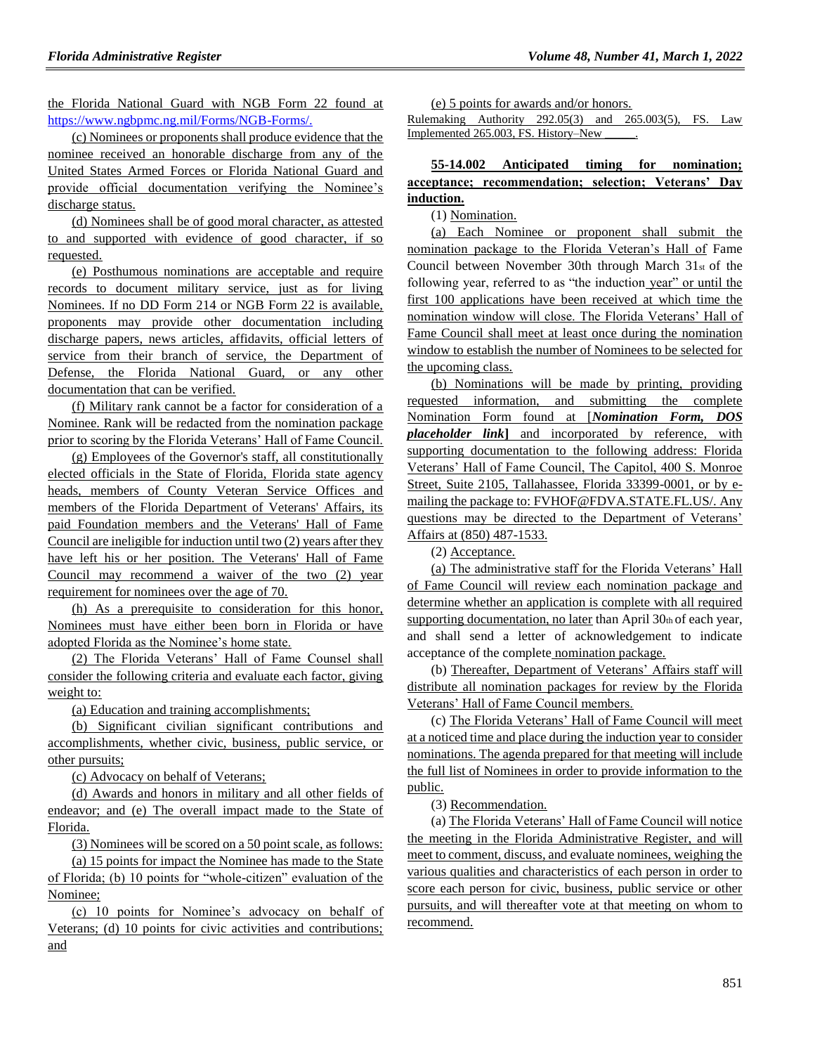the Florida National Guard with NGB Form 22 found at https://www.ngbpmc.ng.mil/Forms/NGB-Forms/.

(c) Nominees or proponents shall produce evidence that the nominee received an honorable discharge from any of the United States Armed Forces or Florida National Guard and provide official documentation verifying the Nominee's discharge status.

(d) Nominees shall be of good moral character, as attested to and supported with evidence of good character, if so requested.

(e) Posthumous nominations are acceptable and require records to document military service, just as for living Nominees. If no DD Form 214 or NGB Form 22 is available, proponents may provide other documentation including discharge papers, news articles, affidavits, official letters of service from their branch of service, the Department of Defense, the Florida National Guard, or any other documentation that can be verified.

(f) Military rank cannot be a factor for consideration of a Nominee. Rank will be redacted from the nomination package prior to scoring by the Florida Veterans' Hall of Fame Council.

(g) Employees of the Governor's staff, all constitutionally elected officials in the State of Florida, Florida state agency heads, members of County Veteran Service Offices and members of the Florida Department of Veterans' Affairs, its paid Foundation members and the Veterans' Hall of Fame Council are ineligible for induction until two (2) years after they have left his or her position. The Veterans' Hall of Fame Council may recommend a waiver of the two (2) year requirement for nominees over the age of 70.

(h) As a prerequisite to consideration for this honor, Nominees must have either been born in Florida or have adopted Florida as the Nominee's home state.

(2) The Florida Veterans' Hall of Fame Counsel shall consider the following criteria and evaluate each factor, giving weight to:

(a) Education and training accomplishments;

(b) Significant civilian significant contributions and accomplishments, whether civic, business, public service, or other pursuits;

(c) Advocacy on behalf of Veterans;

(d) Awards and honors in military and all other fields of endeavor; and (e) The overall impact made to the State of Florida.

(3) Nominees will be scored on a 50 point scale, as follows:

(a) 15 points for impact the Nominee has made to the State of Florida; (b) 10 points for "whole-citizen" evaluation of the Nominee;

(c) 10 points for Nominee's advocacy on behalf of Veterans; (d) 10 points for civic activities and contributions; and

(e) 5 points for awards and/or honors.

Rulemaking Authority 292.05(3) and 265.003(5), FS. Law Implemented 265.003, FS. History–New ______.

**55-14.002 Anticipated timing for nomination; acceptance; recommendation; selection; Veterans' Day induction.**

(1) Nomination.

(a) Each Nominee or proponent shall submit the nomination package to the Florida Veteran's Hall of Fame Council between November 30th through March 31st of the following year, referred to as "the induction year" or until the first 100 applications have been received at which time the nomination window will close. The Florida Veterans' Hall of Fame Council shall meet at least once during the nomination window to establish the number of Nominees to be selected for the upcoming class.

(b) Nominations will be made by printing, providing requested information, and submitting the complete Nomination Form found at [***Nomination Form, DOS placeholder link***] and incorporated by reference, with supporting documentation to the following address: Florida Veterans' Hall of Fame Council, The Capitol, 400 S. Monroe Street, Suite 2105, Tallahassee, Florida 33399-0001, or by e-mailing the package to: FVHOF@FDVA.STATE.FL.US/. Any questions may be directed to the Department of Veterans' Affairs at (850) 487-1533.

(2) Acceptance.

(a) The administrative staff for the Florida Veterans' Hall of Fame Council will review each nomination package and determine whether an application is complete with all required supporting documentation, no later than April 30th of each year, and shall send a letter of acknowledgement to indicate acceptance of the complete nomination package.

(b) Thereafter, Department of Veterans' Affairs staff will distribute all nomination packages for review by the Florida Veterans' Hall of Fame Council members.

(c) The Florida Veterans' Hall of Fame Council will meet at a noticed time and place during the induction year to consider nominations. The agenda prepared for that meeting will include the full list of Nominees in order to provide information to the public.

(3) Recommendation.

(a) The Florida Veterans' Hall of Fame Council will notice the meeting in the Florida Administrative Register, and will meet to comment, discuss, and evaluate nominees, weighing the various qualities and characteristics of each person in order to score each person for civic, business, public service or other pursuits, and will thereafter vote at that meeting on whom to recommend.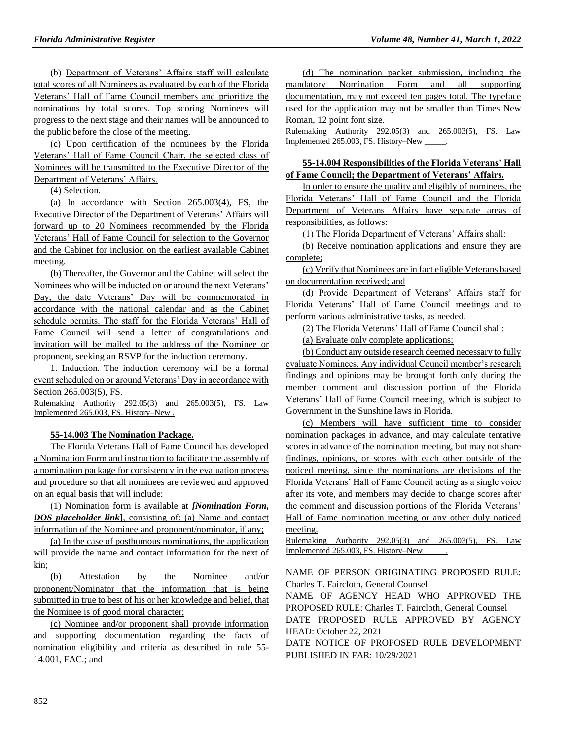(b) Department of Veterans' Affairs staff will calculate total scores of all Nominees as evaluated by each of the Florida Veterans' Hall of Fame Council members and prioritize the nominations by total scores. Top scoring Nominees will progress to the next stage and their names will be announced to the public before the close of the meeting.

(c) Upon certification of the nominees by the Florida Veterans' Hall of Fame Council Chair, the selected class of Nominees will be transmitted to the Executive Director of the Department of Veterans' Affairs.

(4) Selection.

(a) In accordance with Section 265.003(4), FS, the Executive Director of the Department of Veterans' Affairs will forward up to 20 Nominees recommended by the Florida Veterans' Hall of Fame Council for selection to the Governor and the Cabinet for inclusion on the earliest available Cabinet meeting.

(b) Thereafter, the Governor and the Cabinet will select the Nominees who will be inducted on or around the next Veterans' Day, the date Veterans' Day will be commemorated in accordance with the national calendar and as the Cabinet schedule permits. The staff for the Florida Veterans' Hall of Fame Council will send a letter of congratulations and invitation will be mailed to the address of the Nominee or proponent, seeking an RSVP for the induction ceremony.

1. Induction. The induction ceremony will be a formal event scheduled on or around Veterans' Day in accordance with Section 265.003(5), FS.

Rulemaking Authority 292.05(3) and 265.003(5), FS. Law Implemented 265.003, FS. History–New .

**55-14.003 The Nomination Package.**

The Florida Veterans Hall of Fame Council has developed a Nomination Form and instruction to facilitate the assembly of a nomination package for consistency in the evaluation process and procedure so that all nominees are reviewed and approved on an equal basis that will include:

(1) Nomination form is available at ***[Nomination Form, DOS placeholder link]***, consisting of: (a) Name and contact information of the Nominee and proponent/nominator, if any;

(a) In the case of posthumous nominations, the application will provide the name and contact information for the next of kin;

(b) Attestation by the Nominee and/or proponent/Nominator that the information that is being submitted in true to best of his or her knowledge and belief, that the Nominee is of good moral character;

(c) Nominee and/or proponent shall provide information and supporting documentation regarding the facts of nomination eligibility and criteria as described in rule 55-14.001, FAC.; and

(d) The nomination packet submission, including the mandatory Nomination Form and all supporting documentation, may not exceed ten pages total. The typeface used for the application may not be smaller than Times New Roman, 12 point font size.

Rulemaking Authority 292.05(3) and 265.003(5), FS. Law Implemented 265.003, FS. History–New \_\_\_\_\_.

**55-14.004 Responsibilities of the Florida Veterans' Hall of Fame Council; the Department of Veterans' Affairs.**

In order to ensure the quality and eligibly of nominees, the Florida Veterans' Hall of Fame Council and the Florida Department of Veterans Affairs have separate areas of responsibilities, as follows:

(1) The Florida Department of Veterans' Affairs shall:

(b) Receive nomination applications and ensure they are complete;

(c) Verify that Nominees are in fact eligible Veterans based on documentation received; and

(d) Provide Department of Veterans' Affairs staff for Florida Veterans' Hall of Fame Council meetings and to perform various administrative tasks, as needed.

(2) The Florida Veterans' Hall of Fame Council shall:

(a) Evaluate only complete applications;

(b) Conduct any outside research deemed necessary to fully evaluate Nominees. Any individual Council member's research findings and opinions may be brought forth only during the member comment and discussion portion of the Florida Veterans' Hall of Fame Council meeting, which is subject to Government in the Sunshine laws in Florida.

(c) Members will have sufficient time to consider nomination packages in advance, and may calculate tentative scores in advance of the nomination meeting, but may not share findings, opinions, or scores with each other outside of the noticed meeting, since the nominations are decisions of the Florida Veterans' Hall of Fame Council acting as a single voice after its vote, and members may decide to change scores after the comment and discussion portions of the Florida Veterans' Hall of Fame nomination meeting or any other duly noticed meeting.

Rulemaking Authority 292.05(3) and 265.003(5), FS. Law Implemented 265.003, FS. History–New \_\_\_\_\_.

NAME OF PERSON ORIGINATING PROPOSED RULE: Charles T. Faircloth, General Counsel

NAME OF AGENCY HEAD WHO APPROVED THE PROPOSED RULE: Charles T. Faircloth, General Counsel

DATE PROPOSED RULE APPROVED BY AGENCY HEAD: October 22, 2021

DATE NOTICE OF PROPOSED RULE DEVELOPMENT PUBLISHED IN FAR: 10/29/2021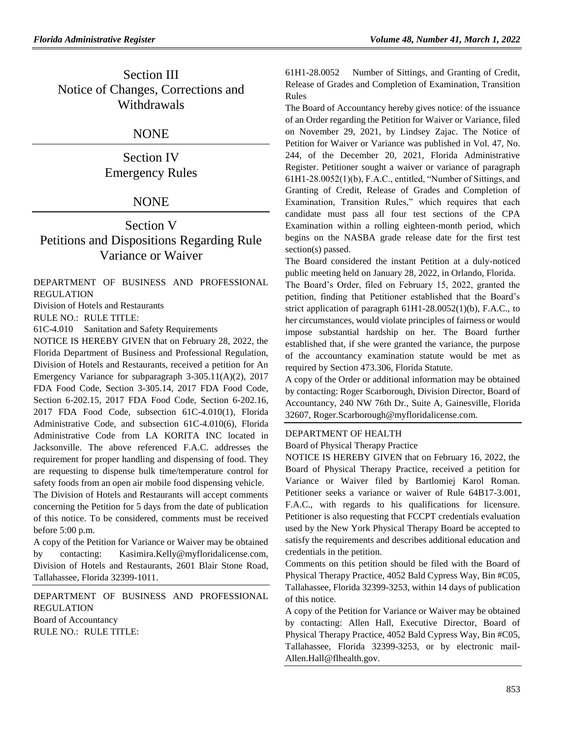## Section III
## Notice of Changes, Corrections and Withdrawals

NONE

## Section IV
## Emergency Rules

NONE

## Section V
## Petitions and Dispositions Regarding Rule Variance or Waiver

DEPARTMENT OF BUSINESS AND PROFESSIONAL REGULATION

Division of Hotels and Restaurants

RULE NO.: RULE TITLE:

61C-4.010 Sanitation and Safety Requirements

NOTICE IS HEREBY GIVEN that on February 28, 2022, the Florida Department of Business and Professional Regulation, Division of Hotels and Restaurants, received a petition for An Emergency Variance for subparagraph 3-305.11(A)(2), 2017 FDA Food Code, Section 3-305.14, 2017 FDA Food Code, Section 6-202.15, 2017 FDA Food Code, Section 6-202.16, 2017 FDA Food Code, subsection 61C-4.010(1), Florida Administrative Code, and subsection 61C-4.010(6), Florida Administrative Code from LA KORITA INC located in Jacksonville. The above referenced F.A.C. addresses the requirement for proper handling and dispensing of food. They are requesting to dispense bulk time/temperature control for safety foods from an open air mobile food dispensing vehicle.

The Division of Hotels and Restaurants will accept comments concerning the Petition for 5 days from the date of publication of this notice. To be considered, comments must be received before 5:00 p.m.

A copy of the Petition for Variance or Waiver may be obtained by contacting: Kasimira.Kelly@myfloridalicense.com, Division of Hotels and Restaurants, 2601 Blair Stone Road, Tallahassee, Florida 32399-1011.

---

DEPARTMENT OF BUSINESS AND PROFESSIONAL REGULATION

Board of Accountancy

RULE NO.: RULE TITLE:

61H1-28.0052 Number of Sittings, and Granting of Credit, Release of Grades and Completion of Examination, Transition Rules

The Board of Accountancy hereby gives notice: of the issuance of an Order regarding the Petition for Waiver or Variance, filed on November 29, 2021, by Lindsey Zajac. The Notice of Petition for Waiver or Variance was published in Vol. 47, No. 244, of the December 20, 2021, Florida Administrative Register. Petitioner sought a waiver or variance of paragraph 61H1-28.0052(1)(b), F.A.C., entitled, "Number of Sittings, and Granting of Credit, Release of Grades and Completion of Examination, Transition Rules," which requires that each candidate must pass all four test sections of the CPA Examination within a rolling eighteen-month period, which begins on the NASBA grade release date for the first test section(s) passed.

The Board considered the instant Petition at a duly-noticed public meeting held on January 28, 2022, in Orlando, Florida.

The Board's Order, filed on February 15, 2022, granted the petition, finding that Petitioner established that the Board's strict application of paragraph 61H1-28.0052(1)(b), F.A.C., to her circumstances, would violate principles of fairness or would impose substantial hardship on her. The Board further established that, if she were granted the variance, the purpose of the accountancy examination statute would be met as required by Section 473.306, Florida Statute.

A copy of the Order or additional information may be obtained by contacting: Roger Scarborough, Division Director, Board of Accountancy, 240 NW 76th Dr., Suite A, Gainesville, Florida 32607, Roger.Scarborough@myfloridalicense.com.

---

DEPARTMENT OF HEALTH

Board of Physical Therapy Practice

NOTICE IS HEREBY GIVEN that on February 16, 2022, the Board of Physical Therapy Practice, received a petition for Variance or Waiver filed by Bartlomiej Karol Roman. Petitioner seeks a variance or waiver of Rule 64B17-3.001, F.A.C., with regards to his qualifications for licensure. Petitioner is also requesting that FCCPT credentials evaluation used by the New York Physical Therapy Board be accepted to satisfy the requirements and describes additional education and credentials in the petition.

Comments on this petition should be filed with the Board of Physical Therapy Practice, 4052 Bald Cypress Way, Bin #C05, Tallahassee, Florida 32399-3253, within 14 days of publication of this notice.

A copy of the Petition for Variance or Waiver may be obtained by contacting: Allen Hall, Executive Director, Board of Physical Therapy Practice, 4052 Bald Cypress Way, Bin #C05, Tallahassee, Florida 32399-3253, or by electronic mail-Allen.Hall@flhealth.gov.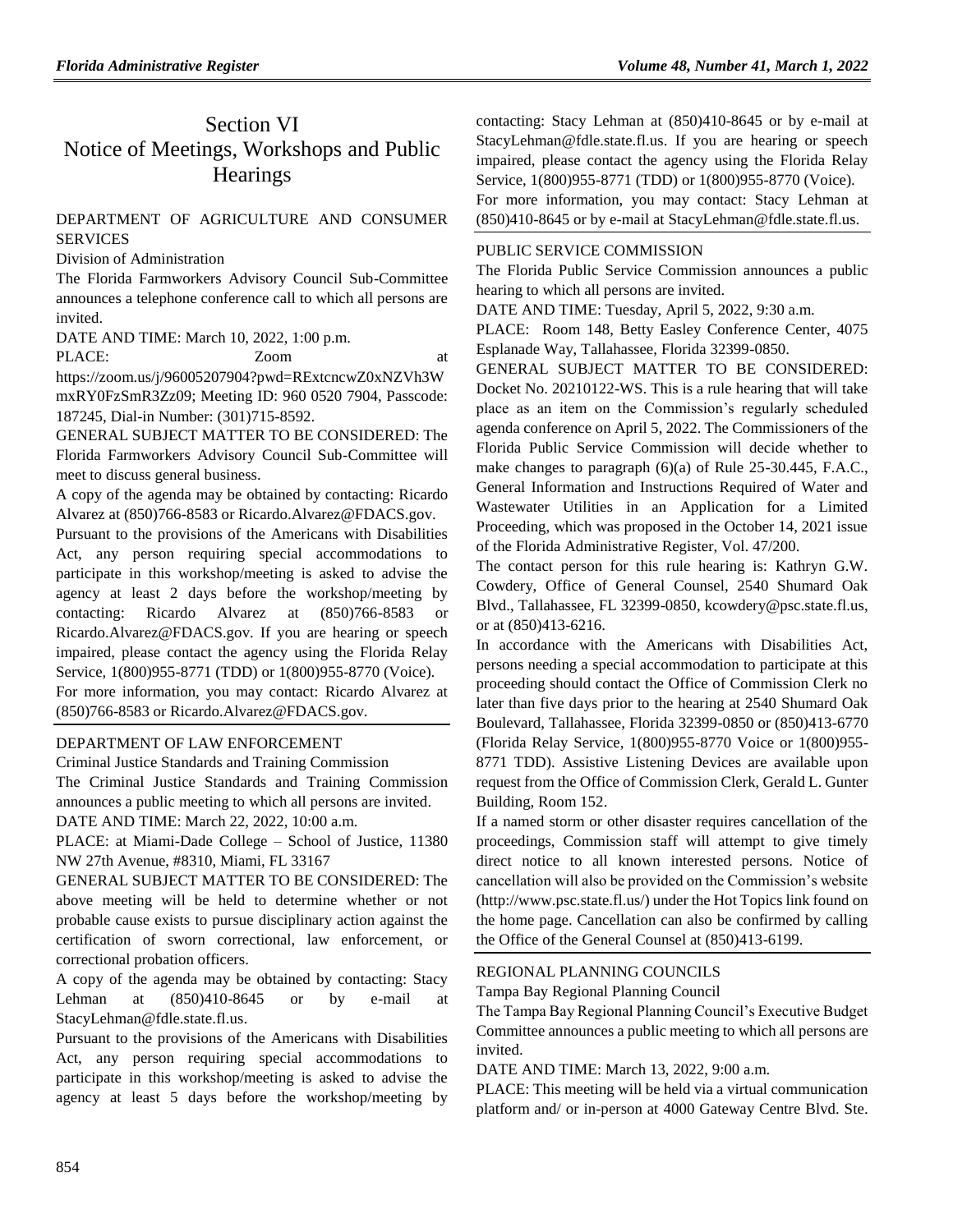# Section VI
# Notice of Meetings, Workshops and Public Hearings

DEPARTMENT OF AGRICULTURE AND CONSUMER SERVICES

Division of Administration

The Florida Farmworkers Advisory Council Sub-Committee announces a telephone conference call to which all persons are invited.

DATE AND TIME: March 10, 2022, 1:00 p.m.

PLACE: Zoom at https://zoom.us/j/96005207904?pwd=RExtcncwZ0xNZVh3WmxRY0FzSmR3Zz09; Meeting ID: 960 0520 7904, Passcode: 187245, Dial-in Number: (301)715-8592.

GENERAL SUBJECT MATTER TO BE CONSIDERED: The Florida Farmworkers Advisory Council Sub-Committee will meet to discuss general business.

A copy of the agenda may be obtained by contacting: Ricardo Alvarez at (850)766-8583 or Ricardo.Alvarez@FDACS.gov.

Pursuant to the provisions of the Americans with Disabilities Act, any person requiring special accommodations to participate in this workshop/meeting is asked to advise the agency at least 2 days before the workshop/meeting by contacting: Ricardo Alvarez at (850)766-8583 or Ricardo.Alvarez@FDACS.gov. If you are hearing or speech impaired, please contact the agency using the Florida Relay Service, 1(800)955-8771 (TDD) or 1(800)955-8770 (Voice).

For more information, you may contact: Ricardo Alvarez at (850)766-8583 or Ricardo.Alvarez@FDACS.gov.

DEPARTMENT OF LAW ENFORCEMENT

Criminal Justice Standards and Training Commission

The Criminal Justice Standards and Training Commission announces a public meeting to which all persons are invited.

DATE AND TIME: March 22, 2022, 10:00 a.m.

PLACE: at Miami-Dade College – School of Justice, 11380 NW 27th Avenue, #8310, Miami, FL 33167

GENERAL SUBJECT MATTER TO BE CONSIDERED: The above meeting will be held to determine whether or not probable cause exists to pursue disciplinary action against the certification of sworn correctional, law enforcement, or correctional probation officers.

A copy of the agenda may be obtained by contacting: Stacy Lehman at (850)410-8645 or by e-mail at StacyLehman@fdle.state.fl.us.

Pursuant to the provisions of the Americans with Disabilities Act, any person requiring special accommodations to participate in this workshop/meeting is asked to advise the agency at least 5 days before the workshop/meeting by contacting: Stacy Lehman at (850)410-8645 or by e-mail at StacyLehman@fdle.state.fl.us. If you are hearing or speech impaired, please contact the agency using the Florida Relay Service, 1(800)955-8771 (TDD) or 1(800)955-8770 (Voice).

For more information, you may contact: Stacy Lehman at (850)410-8645 or by e-mail at StacyLehman@fdle.state.fl.us.

PUBLIC SERVICE COMMISSION

The Florida Public Service Commission announces a public hearing to which all persons are invited.

DATE AND TIME: Tuesday, April 5, 2022, 9:30 a.m.

PLACE: Room 148, Betty Easley Conference Center, 4075 Esplanade Way, Tallahassee, Florida 32399-0850.

GENERAL SUBJECT MATTER TO BE CONSIDERED: Docket No. 20210122-WS. This is a rule hearing that will take place as an item on the Commission's regularly scheduled agenda conference on April 5, 2022. The Commissioners of the Florida Public Service Commission will decide whether to make changes to paragraph (6)(a) of Rule 25-30.445, F.A.C., General Information and Instructions Required of Water and Wastewater Utilities in an Application for a Limited Proceeding, which was proposed in the October 14, 2021 issue of the Florida Administrative Register, Vol. 47/200.

The contact person for this rule hearing is: Kathryn G.W. Cowdery, Office of General Counsel, 2540 Shumard Oak Blvd., Tallahassee, FL 32399-0850, kcowdery@psc.state.fl.us, or at (850)413-6216.

In accordance with the Americans with Disabilities Act, persons needing a special accommodation to participate at this proceeding should contact the Office of Commission Clerk no later than five days prior to the hearing at 2540 Shumard Oak Boulevard, Tallahassee, Florida 32399-0850 or (850)413-6770 (Florida Relay Service, 1(800)955-8770 Voice or 1(800)955-8771 TDD). Assistive Listening Devices are available upon request from the Office of Commission Clerk, Gerald L. Gunter Building, Room 152.

If a named storm or other disaster requires cancellation of the proceedings, Commission staff will attempt to give timely direct notice to all known interested persons. Notice of cancellation will also be provided on the Commission's website (http://www.psc.state.fl.us/) under the Hot Topics link found on the home page. Cancellation can also be confirmed by calling the Office of the General Counsel at (850)413-6199.

REGIONAL PLANNING COUNCILS

Tampa Bay Regional Planning Council

The Tampa Bay Regional Planning Council's Executive Budget Committee announces a public meeting to which all persons are invited.

DATE AND TIME: March 13, 2022, 9:00 a.m.

PLACE: This meeting will be held via a virtual communication platform and/ or in-person at 4000 Gateway Centre Blvd. Ste.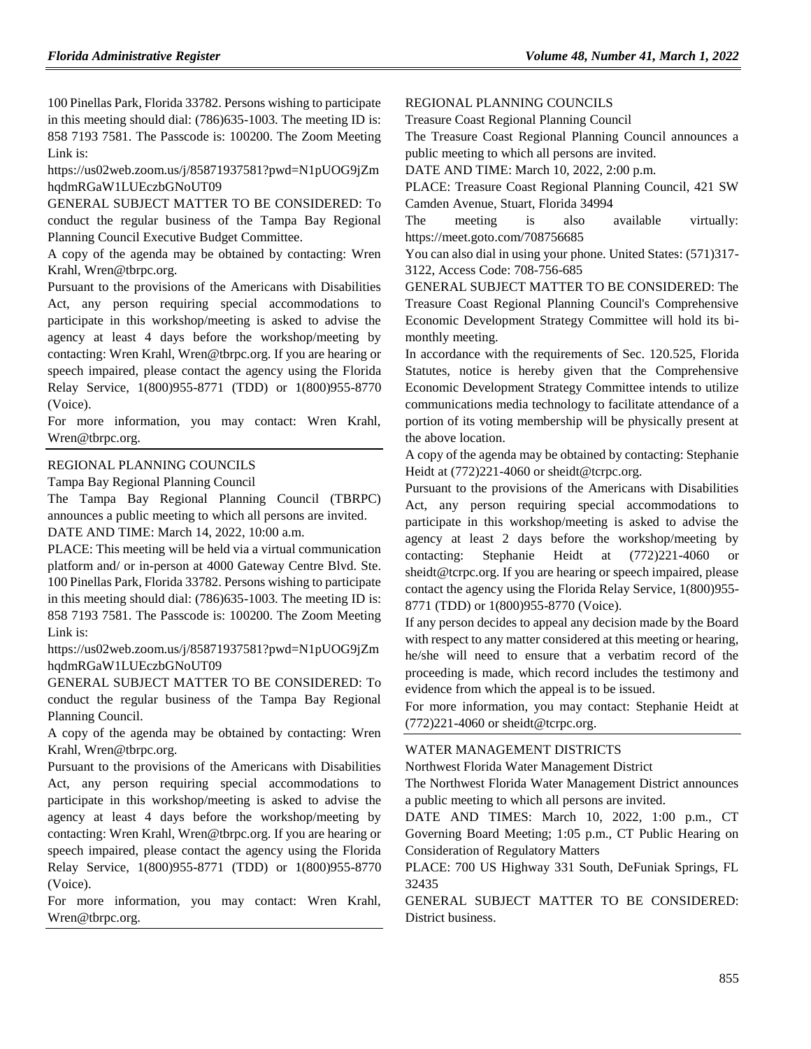100 Pinellas Park, Florida 33782. Persons wishing to participate in this meeting should dial: (786)635-1003. The meeting ID is: 858 7193 7581. The Passcode is: 100200. The Zoom Meeting Link is:

https://us02web.zoom.us/j/85871937581?pwd=N1pUOG9jZmhqdmRGaW1LUEczbGNoUT09

GENERAL SUBJECT MATTER TO BE CONSIDERED: To conduct the regular business of the Tampa Bay Regional Planning Council Executive Budget Committee.

A copy of the agenda may be obtained by contacting: Wren Krahl, Wren@tbrpc.org.

Pursuant to the provisions of the Americans with Disabilities Act, any person requiring special accommodations to participate in this workshop/meeting is asked to advise the agency at least 4 days before the workshop/meeting by contacting: Wren Krahl, Wren@tbrpc.org. If you are hearing or speech impaired, please contact the agency using the Florida Relay Service, 1(800)955-8771 (TDD) or 1(800)955-8770 (Voice).

For more information, you may contact: Wren Krahl, Wren@tbrpc.org.

REGIONAL PLANNING COUNCILS

Tampa Bay Regional Planning Council

The Tampa Bay Regional Planning Council (TBRPC) announces a public meeting to which all persons are invited.

DATE AND TIME: March 14, 2022, 10:00 a.m.

PLACE: This meeting will be held via a virtual communication platform and/ or in-person at 4000 Gateway Centre Blvd. Ste. 100 Pinellas Park, Florida 33782. Persons wishing to participate in this meeting should dial: (786)635-1003. The meeting ID is: 858 7193 7581. The Passcode is: 100200. The Zoom Meeting Link is:

https://us02web.zoom.us/j/85871937581?pwd=N1pUOG9jZmhqdmRGaW1LUEczbGNoUT09

GENERAL SUBJECT MATTER TO BE CONSIDERED: To conduct the regular business of the Tampa Bay Regional Planning Council.

A copy of the agenda may be obtained by contacting: Wren Krahl, Wren@tbrpc.org.

Pursuant to the provisions of the Americans with Disabilities Act, any person requiring special accommodations to participate in this workshop/meeting is asked to advise the agency at least 4 days before the workshop/meeting by contacting: Wren Krahl, Wren@tbrpc.org. If you are hearing or speech impaired, please contact the agency using the Florida Relay Service, 1(800)955-8771 (TDD) or 1(800)955-8770 (Voice).

For more information, you may contact: Wren Krahl, Wren@tbrpc.org.

REGIONAL PLANNING COUNCILS

Treasure Coast Regional Planning Council

The Treasure Coast Regional Planning Council announces a public meeting to which all persons are invited.

DATE AND TIME: March 10, 2022, 2:00 p.m.

PLACE: Treasure Coast Regional Planning Council, 421 SW Camden Avenue, Stuart, Florida 34994

The meeting is also available virtually: https://meet.goto.com/708756685

You can also dial in using your phone. United States: (571)317-3122, Access Code: 708-756-685

GENERAL SUBJECT MATTER TO BE CONSIDERED: The Treasure Coast Regional Planning Council's Comprehensive Economic Development Strategy Committee will hold its bi-monthly meeting.

In accordance with the requirements of Sec. 120.525, Florida Statutes, notice is hereby given that the Comprehensive Economic Development Strategy Committee intends to utilize communications media technology to facilitate attendance of a portion of its voting membership will be physically present at the above location.

A copy of the agenda may be obtained by contacting: Stephanie Heidt at (772)221-4060 or sheidt@tcrpc.org.

Pursuant to the provisions of the Americans with Disabilities Act, any person requiring special accommodations to participate in this workshop/meeting is asked to advise the agency at least 2 days before the workshop/meeting by contacting: Stephanie Heidt at (772)221-4060 or sheidt@tcrpc.org. If you are hearing or speech impaired, please contact the agency using the Florida Relay Service, 1(800)955-8771 (TDD) or 1(800)955-8770 (Voice).

If any person decides to appeal any decision made by the Board with respect to any matter considered at this meeting or hearing, he/she will need to ensure that a verbatim record of the proceeding is made, which record includes the testimony and evidence from which the appeal is to be issued.

For more information, you may contact: Stephanie Heidt at (772)221-4060 or sheidt@tcrpc.org.

WATER MANAGEMENT DISTRICTS

Northwest Florida Water Management District

The Northwest Florida Water Management District announces a public meeting to which all persons are invited.

DATE AND TIMES: March 10, 2022, 1:00 p.m., CT Governing Board Meeting; 1:05 p.m., CT Public Hearing on Consideration of Regulatory Matters

PLACE: 700 US Highway 331 South, DeFuniak Springs, FL 32435

GENERAL SUBJECT MATTER TO BE CONSIDERED: District business.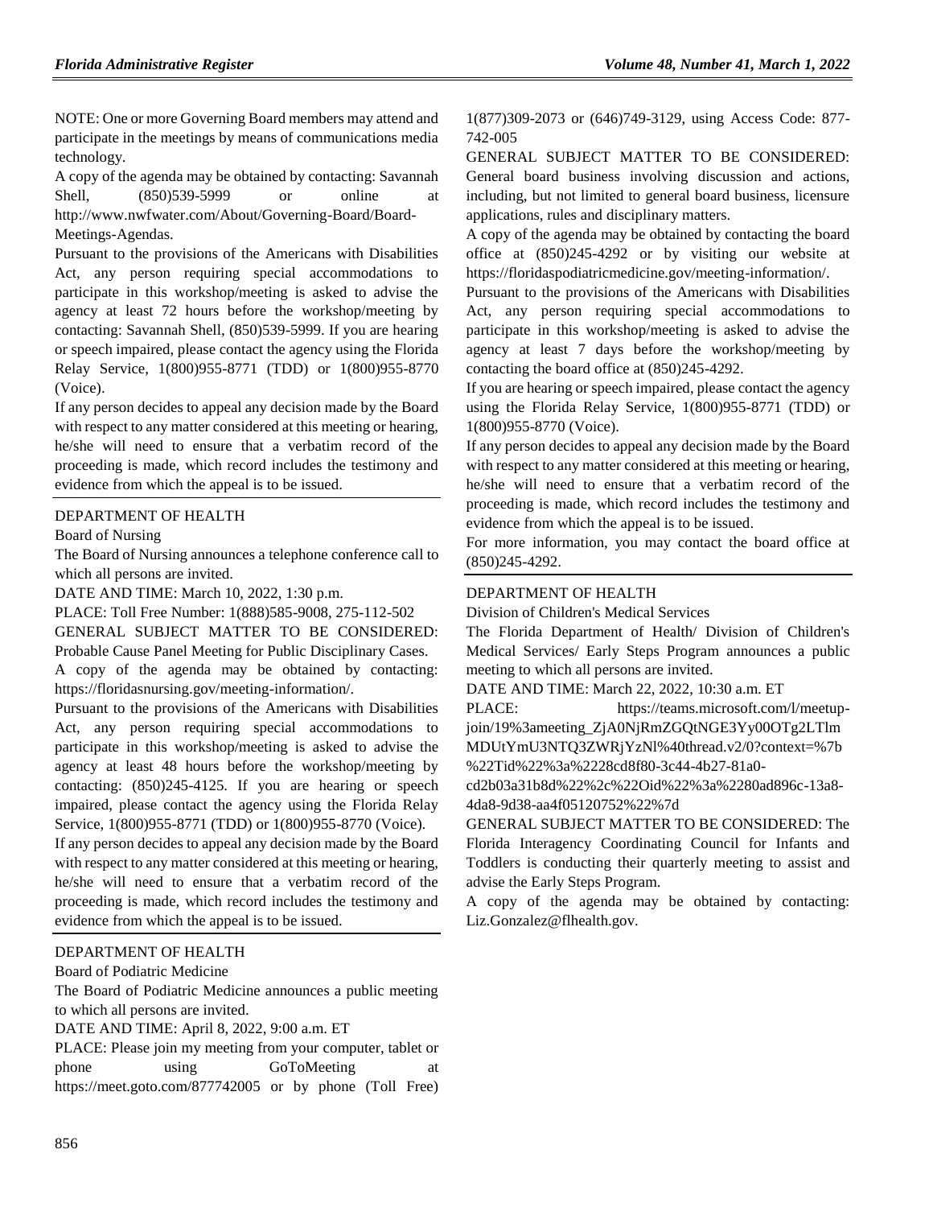NOTE: One or more Governing Board members may attend and participate in the meetings by means of communications media technology.

A copy of the agenda may be obtained by contacting: Savannah Shell, (850)539-5999 or online at http://www.nwfwater.com/About/Governing-Board/Board-Meetings-Agendas.

Pursuant to the provisions of the Americans with Disabilities Act, any person requiring special accommodations to participate in this workshop/meeting is asked to advise the agency at least 72 hours before the workshop/meeting by contacting: Savannah Shell, (850)539-5999. If you are hearing or speech impaired, please contact the agency using the Florida Relay Service, 1(800)955-8771 (TDD) or 1(800)955-8770 (Voice).

If any person decides to appeal any decision made by the Board with respect to any matter considered at this meeting or hearing, he/she will need to ensure that a verbatim record of the proceeding is made, which record includes the testimony and evidence from which the appeal is to be issued.

DEPARTMENT OF HEALTH

Board of Nursing

The Board of Nursing announces a telephone conference call to which all persons are invited.

DATE AND TIME: March 10, 2022, 1:30 p.m.

PLACE: Toll Free Number: 1(888)585-9008, 275-112-502

GENERAL SUBJECT MATTER TO BE CONSIDERED: Probable Cause Panel Meeting for Public Disciplinary Cases.

A copy of the agenda may be obtained by contacting: https://floridasnursing.gov/meeting-information/.

Pursuant to the provisions of the Americans with Disabilities Act, any person requiring special accommodations to participate in this workshop/meeting is asked to advise the agency at least 48 hours before the workshop/meeting by contacting: (850)245-4125. If you are hearing or speech impaired, please contact the agency using the Florida Relay Service, 1(800)955-8771 (TDD) or 1(800)955-8770 (Voice).

If any person decides to appeal any decision made by the Board with respect to any matter considered at this meeting or hearing, he/she will need to ensure that a verbatim record of the proceeding is made, which record includes the testimony and evidence from which the appeal is to be issued.

DEPARTMENT OF HEALTH

Board of Podiatric Medicine

The Board of Podiatric Medicine announces a public meeting to which all persons are invited.

DATE AND TIME: April 8, 2022, 9:00 a.m. ET

PLACE: Please join my meeting from your computer, tablet or phone using GoToMeeting at https://meet.goto.com/877742005 or by phone (Toll Free) 1(877)309-2073 or (646)749-3129, using Access Code: 877-742-005

GENERAL SUBJECT MATTER TO BE CONSIDERED: General board business involving discussion and actions, including, but not limited to general board business, licensure applications, rules and disciplinary matters.

A copy of the agenda may be obtained by contacting the board office at (850)245-4292 or by visiting our website at https://floridaspodiatricmedicine.gov/meeting-information/.

Pursuant to the provisions of the Americans with Disabilities Act, any person requiring special accommodations to participate in this workshop/meeting is asked to advise the agency at least 7 days before the workshop/meeting by contacting the board office at (850)245-4292.

If you are hearing or speech impaired, please contact the agency using the Florida Relay Service, 1(800)955-8771 (TDD) or 1(800)955-8770 (Voice).

If any person decides to appeal any decision made by the Board with respect to any matter considered at this meeting or hearing, he/she will need to ensure that a verbatim record of the proceeding is made, which record includes the testimony and evidence from which the appeal is to be issued.

For more information, you may contact the board office at (850)245-4292.

DEPARTMENT OF HEALTH

Division of Children's Medical Services

The Florida Department of Health/ Division of Children's Medical Services/ Early Steps Program announces a public meeting to which all persons are invited.

DATE AND TIME: March 22, 2022, 10:30 a.m. ET

PLACE: https://teams.microsoft.com/l/meetup-join/19%3ameeting_ZjA0NjRmZGQtNGE3Yy00OTg2LTlmMDUtYmU3NTQ3ZWRjYzNl%40thread.v2/0?context=%7b%22Tid%22%3a%2228cd8f80-3c44-4b27-81a0-cd2b03a31b8d%22%2c%22Oid%22%3a%2280ad896c-13a8-4da8-9d38-aa4f05120752%22%7d

GENERAL SUBJECT MATTER TO BE CONSIDERED: The Florida Interagency Coordinating Council for Infants and Toddlers is conducting their quarterly meeting to assist and advise the Early Steps Program.

A copy of the agenda may be obtained by contacting: Liz.Gonzalez@flhealth.gov.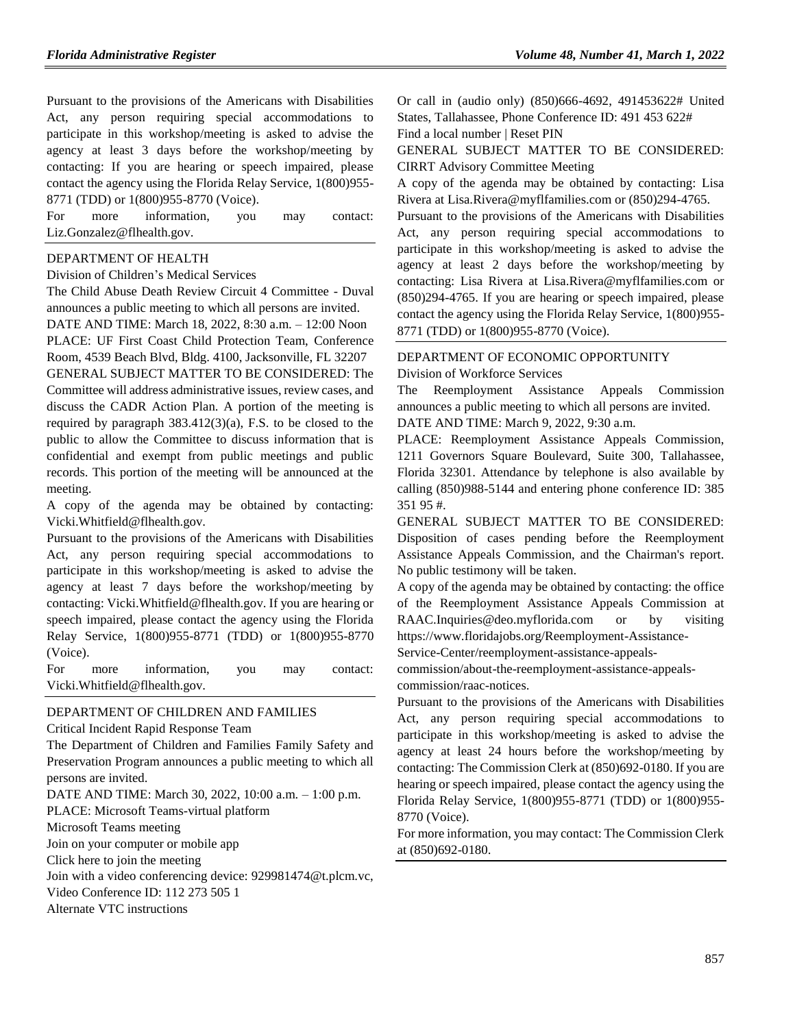Pursuant to the provisions of the Americans with Disabilities Act, any person requiring special accommodations to participate in this workshop/meeting is asked to advise the agency at least 3 days before the workshop/meeting by contacting: If you are hearing or speech impaired, please contact the agency using the Florida Relay Service, 1(800)955-8771 (TDD) or 1(800)955-8770 (Voice).

For more information, you may contact: Liz.Gonzalez@flhealth.gov.

DEPARTMENT OF HEALTH

Division of Children's Medical Services

The Child Abuse Death Review Circuit 4 Committee - Duval announces a public meeting to which all persons are invited.

DATE AND TIME: March 18, 2022, 8:30 a.m. – 12:00 Noon

PLACE: UF First Coast Child Protection Team, Conference Room, 4539 Beach Blvd, Bldg. 4100, Jacksonville, FL 32207

GENERAL SUBJECT MATTER TO BE CONSIDERED: The Committee will address administrative issues, review cases, and discuss the CADR Action Plan. A portion of the meeting is required by paragraph 383.412(3)(a), F.S. to be closed to the public to allow the Committee to discuss information that is confidential and exempt from public meetings and public records. This portion of the meeting will be announced at the meeting.

A copy of the agenda may be obtained by contacting: Vicki.Whitfield@flhealth.gov.

Pursuant to the provisions of the Americans with Disabilities Act, any person requiring special accommodations to participate in this workshop/meeting is asked to advise the agency at least 7 days before the workshop/meeting by contacting: Vicki.Whitfield@flhealth.gov. If you are hearing or speech impaired, please contact the agency using the Florida Relay Service, 1(800)955-8771 (TDD) or 1(800)955-8770 (Voice).

For more information, you may contact: Vicki.Whitfield@flhealth.gov.

DEPARTMENT OF CHILDREN AND FAMILIES

Critical Incident Rapid Response Team

The Department of Children and Families Family Safety and Preservation Program announces a public meeting to which all persons are invited.

DATE AND TIME: March 30, 2022, 10:00 a.m. – 1:00 p.m.

PLACE: Microsoft Teams-virtual platform

Microsoft Teams meeting

Join on your computer or mobile app

Click here to join the meeting

Join with a video conferencing device: 929981474@t.plcm.vc, Video Conference ID: 112 273 505 1

Alternate VTC instructions

Or call in (audio only) (850)666-4692, 491453622# United States, Tallahassee, Phone Conference ID: 491 453 622#

Find a local number | Reset PIN

GENERAL SUBJECT MATTER TO BE CONSIDERED: CIRRT Advisory Committee Meeting

A copy of the agenda may be obtained by contacting: Lisa Rivera at Lisa.Rivera@myflfamilies.com or (850)294-4765.

Pursuant to the provisions of the Americans with Disabilities Act, any person requiring special accommodations to participate in this workshop/meeting is asked to advise the agency at least 2 days before the workshop/meeting by contacting: Lisa Rivera at Lisa.Rivera@myflfamilies.com or (850)294-4765. If you are hearing or speech impaired, please contact the agency using the Florida Relay Service, 1(800)955-8771 (TDD) or 1(800)955-8770 (Voice).

DEPARTMENT OF ECONOMIC OPPORTUNITY

Division of Workforce Services

The Reemployment Assistance Appeals Commission announces a public meeting to which all persons are invited.

DATE AND TIME: March 9, 2022, 9:30 a.m.

PLACE: Reemployment Assistance Appeals Commission, 1211 Governors Square Boulevard, Suite 300, Tallahassee, Florida 32301. Attendance by telephone is also available by calling (850)988-5144 and entering phone conference ID: 385 351 95 #.

GENERAL SUBJECT MATTER TO BE CONSIDERED: Disposition of cases pending before the Reemployment Assistance Appeals Commission, and the Chairman's report. No public testimony will be taken.

A copy of the agenda may be obtained by contacting: the office of the Reemployment Assistance Appeals Commission at RAAC.Inquiries@deo.myflorida.com or by visiting https://www.floridajobs.org/Reemployment-Assistance-Service-Center/reemployment-assistance-appeals-commission/about-the-reemployment-assistance-appeals-commission/raac-notices.

Pursuant to the provisions of the Americans with Disabilities Act, any person requiring special accommodations to participate in this workshop/meeting is asked to advise the agency at least 24 hours before the workshop/meeting by contacting: The Commission Clerk at (850)692-0180. If you are hearing or speech impaired, please contact the agency using the Florida Relay Service, 1(800)955-8771 (TDD) or 1(800)955-8770 (Voice).

For more information, you may contact: The Commission Clerk at (850)692-0180.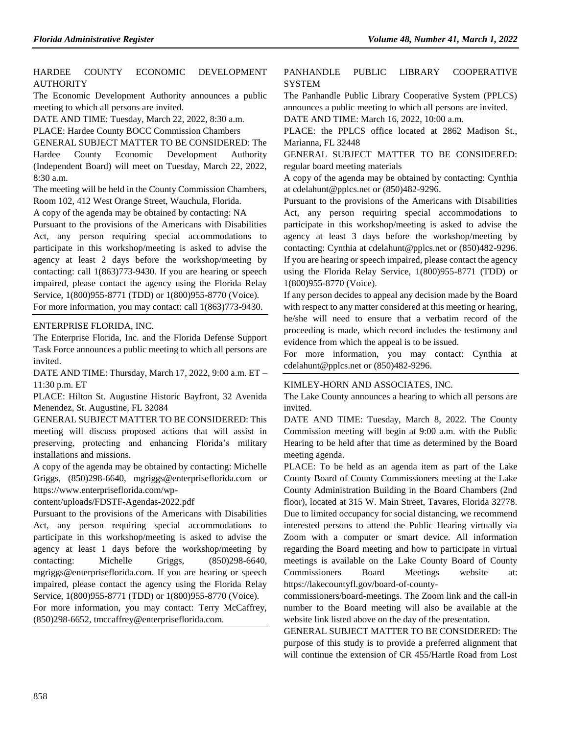HARDEE COUNTY ECONOMIC DEVELOPMENT AUTHORITY

The Economic Development Authority announces a public meeting to which all persons are invited.

DATE AND TIME: Tuesday, March 22, 2022, 8:30 a.m.

PLACE: Hardee County BOCC Commission Chambers

GENERAL SUBJECT MATTER TO BE CONSIDERED: The Hardee County Economic Development Authority (Independent Board) will meet on Tuesday, March 22, 2022, 8:30 a.m.

The meeting will be held in the County Commission Chambers, Room 102, 412 West Orange Street, Wauchula, Florida.

A copy of the agenda may be obtained by contacting: NA

Pursuant to the provisions of the Americans with Disabilities Act, any person requiring special accommodations to participate in this workshop/meeting is asked to advise the agency at least 2 days before the workshop/meeting by contacting: call 1(863)773-9430. If you are hearing or speech impaired, please contact the agency using the Florida Relay Service, 1(800)955-8771 (TDD) or 1(800)955-8770 (Voice).

For more information, you may contact: call 1(863)773-9430.

ENTERPRISE FLORIDA, INC.

The Enterprise Florida, Inc. and the Florida Defense Support Task Force announces a public meeting to which all persons are invited.

DATE AND TIME: Thursday, March 17, 2022, 9:00 a.m. ET – 11:30 p.m. ET

PLACE: Hilton St. Augustine Historic Bayfront, 32 Avenida Menendez, St. Augustine, FL 32084

GENERAL SUBJECT MATTER TO BE CONSIDERED: This meeting will discuss proposed actions that will assist in preserving, protecting and enhancing Florida's military installations and missions.

A copy of the agenda may be obtained by contacting: Michelle Griggs, (850)298-6640, mgriggs@enterpriseflorida.com or https://www.enterpriseflorida.com/wp-content/uploads/FDSTF-Agendas-2022.pdf

Pursuant to the provisions of the Americans with Disabilities Act, any person requiring special accommodations to participate in this workshop/meeting is asked to advise the agency at least 1 days before the workshop/meeting by contacting: Michelle Griggs, (850)298-6640, mgriggs@enterpriseflorida.com. If you are hearing or speech impaired, please contact the agency using the Florida Relay Service, 1(800)955-8771 (TDD) or 1(800)955-8770 (Voice).

For more information, you may contact: Terry McCaffrey, (850)298-6652, tmccaffrey@enterpriseflorida.com.

PANHANDLE PUBLIC LIBRARY COOPERATIVE SYSTEM

The Panhandle Public Library Cooperative System (PPLCS) announces a public meeting to which all persons are invited.

DATE AND TIME: March 16, 2022, 10:00 a.m.

PLACE: the PPLCS office located at 2862 Madison St., Marianna, FL 32448

GENERAL SUBJECT MATTER TO BE CONSIDERED: regular board meeting materials

A copy of the agenda may be obtained by contacting: Cynthia at cdelahunt@pplcs.net or (850)482-9296.

Pursuant to the provisions of the Americans with Disabilities Act, any person requiring special accommodations to participate in this workshop/meeting is asked to advise the agency at least 3 days before the workshop/meeting by contacting: Cynthia at cdelahunt@pplcs.net or (850)482-9296. If you are hearing or speech impaired, please contact the agency using the Florida Relay Service, 1(800)955-8771 (TDD) or 1(800)955-8770 (Voice).

If any person decides to appeal any decision made by the Board with respect to any matter considered at this meeting or hearing, he/she will need to ensure that a verbatim record of the proceeding is made, which record includes the testimony and evidence from which the appeal is to be issued.

For more information, you may contact: Cynthia at cdelahunt@pplcs.net or (850)482-9296.

KIMLEY-HORN AND ASSOCIATES, INC.

The Lake County announces a hearing to which all persons are invited.

DATE AND TIME: Tuesday, March 8, 2022. The County Commission meeting will begin at 9:00 a.m. with the Public Hearing to be held after that time as determined by the Board meeting agenda.

PLACE: To be held as an agenda item as part of the Lake County Board of County Commissioners meeting at the Lake County Administration Building in the Board Chambers (2nd floor), located at 315 W. Main Street, Tavares, Florida 32778. Due to limited occupancy for social distancing, we recommend interested persons to attend the Public Hearing virtually via Zoom with a computer or smart device. All information regarding the Board meeting and how to participate in virtual meetings is available on the Lake County Board of County Commissioners Board Meetings website at: https://lakecountyfl.gov/board-of-county-commissioners/board-meetings. The Zoom link and the call-in number to the Board meeting will also be available at the website link listed above on the day of the presentation.

GENERAL SUBJECT MATTER TO BE CONSIDERED: The purpose of this study is to provide a preferred alignment that will continue the extension of CR 455/Hartle Road from Lost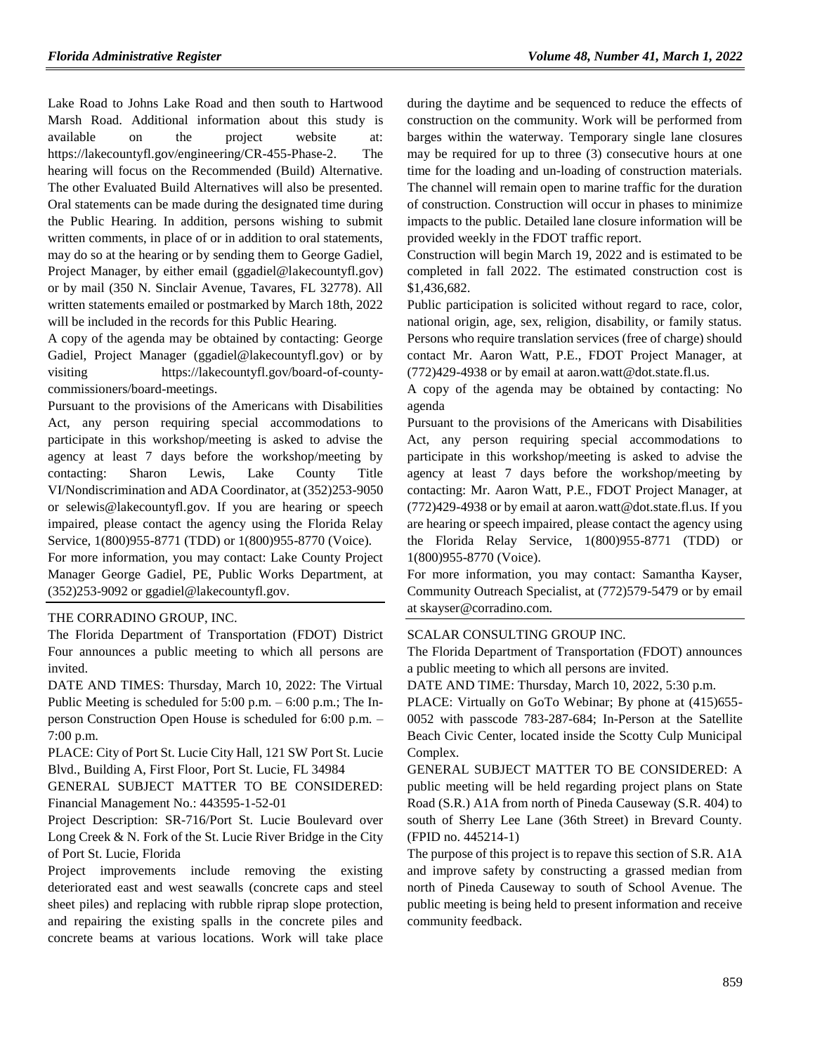Lake Road to Johns Lake Road and then south to Hartwood Marsh Road. Additional information about this study is available on the project website at: https://lakecountyfl.gov/engineering/CR-455-Phase-2. The hearing will focus on the Recommended (Build) Alternative. The other Evaluated Build Alternatives will also be presented. Oral statements can be made during the designated time during the Public Hearing. In addition, persons wishing to submit written comments, in place of or in addition to oral statements, may do so at the hearing or by sending them to George Gadiel, Project Manager, by either email (ggadiel@lakecountyfl.gov) or by mail (350 N. Sinclair Avenue, Tavares, FL 32778). All written statements emailed or postmarked by March 18th, 2022 will be included in the records for this Public Hearing.

A copy of the agenda may be obtained by contacting: George Gadiel, Project Manager (ggadiel@lakecountyfl.gov) or by visiting https://lakecountyfl.gov/board-of-county-commissioners/board-meetings.

Pursuant to the provisions of the Americans with Disabilities Act, any person requiring special accommodations to participate in this workshop/meeting is asked to advise the agency at least 7 days before the workshop/meeting by contacting: Sharon Lewis, Lake County Title VI/Nondiscrimination and ADA Coordinator, at (352)253-9050 or selewis@lakecountyfl.gov. If you are hearing or speech impaired, please contact the agency using the Florida Relay Service, 1(800)955-8771 (TDD) or 1(800)955-8770 (Voice).

For more information, you may contact: Lake County Project Manager George Gadiel, PE, Public Works Department, at (352)253-9092 or ggadiel@lakecountyfl.gov.

---

THE CORRADINO GROUP, INC.

The Florida Department of Transportation (FDOT) District Four announces a public meeting to which all persons are invited.

DATE AND TIMES: Thursday, March 10, 2022: The Virtual Public Meeting is scheduled for 5:00 p.m. – 6:00 p.m.; The In-person Construction Open House is scheduled for 6:00 p.m. – 7:00 p.m.

PLACE: City of Port St. Lucie City Hall, 121 SW Port St. Lucie Blvd., Building A, First Floor, Port St. Lucie, FL 34984

GENERAL SUBJECT MATTER TO BE CONSIDERED: Financial Management No.: 443595-1-52-01

Project Description: SR-716/Port St. Lucie Boulevard over Long Creek & N. Fork of the St. Lucie River Bridge in the City of Port St. Lucie, Florida

Project improvements include removing the existing deteriorated east and west seawalls (concrete caps and steel sheet piles) and replacing with rubble riprap slope protection, and repairing the existing spalls in the concrete piles and concrete beams at various locations. Work will take place during the daytime and be sequenced to reduce the effects of construction on the community. Work will be performed from barges within the waterway. Temporary single lane closures may be required for up to three (3) consecutive hours at one time for the loading and un-loading of construction materials. The channel will remain open to marine traffic for the duration of construction. Construction will occur in phases to minimize impacts to the public. Detailed lane closure information will be provided weekly in the FDOT traffic report.

Construction will begin March 19, 2022 and is estimated to be completed in fall 2022. The estimated construction cost is $1,436,682.

Public participation is solicited without regard to race, color, national origin, age, sex, religion, disability, or family status. Persons who require translation services (free of charge) should contact Mr. Aaron Watt, P.E., FDOT Project Manager, at (772)429-4938 or by email at aaron.watt@dot.state.fl.us.

A copy of the agenda may be obtained by contacting: No agenda

Pursuant to the provisions of the Americans with Disabilities Act, any person requiring special accommodations to participate in this workshop/meeting is asked to advise the agency at least 7 days before the workshop/meeting by contacting: Mr. Aaron Watt, P.E., FDOT Project Manager, at (772)429-4938 or by email at aaron.watt@dot.state.fl.us. If you are hearing or speech impaired, please contact the agency using the Florida Relay Service, 1(800)955-8771 (TDD) or 1(800)955-8770 (Voice).

For more information, you may contact: Samantha Kayser, Community Outreach Specialist, at (772)579-5479 or by email at skayser@corradino.com.

---

SCALAR CONSULTING GROUP INC.

The Florida Department of Transportation (FDOT) announces a public meeting to which all persons are invited.

DATE AND TIME: Thursday, March 10, 2022, 5:30 p.m.

PLACE: Virtually on GoTo Webinar; By phone at (415)655-0052 with passcode 783-287-684; In-Person at the Satellite Beach Civic Center, located inside the Scotty Culp Municipal Complex.

GENERAL SUBJECT MATTER TO BE CONSIDERED: A public meeting will be held regarding project plans on State Road (S.R.) A1A from north of Pineda Causeway (S.R. 404) to south of Sherry Lee Lane (36th Street) in Brevard County. (FPID no. 445214-1)

The purpose of this project is to repave this section of S.R. A1A and improve safety by constructing a grassed median from north of Pineda Causeway to south of School Avenue. The public meeting is being held to present information and receive community feedback.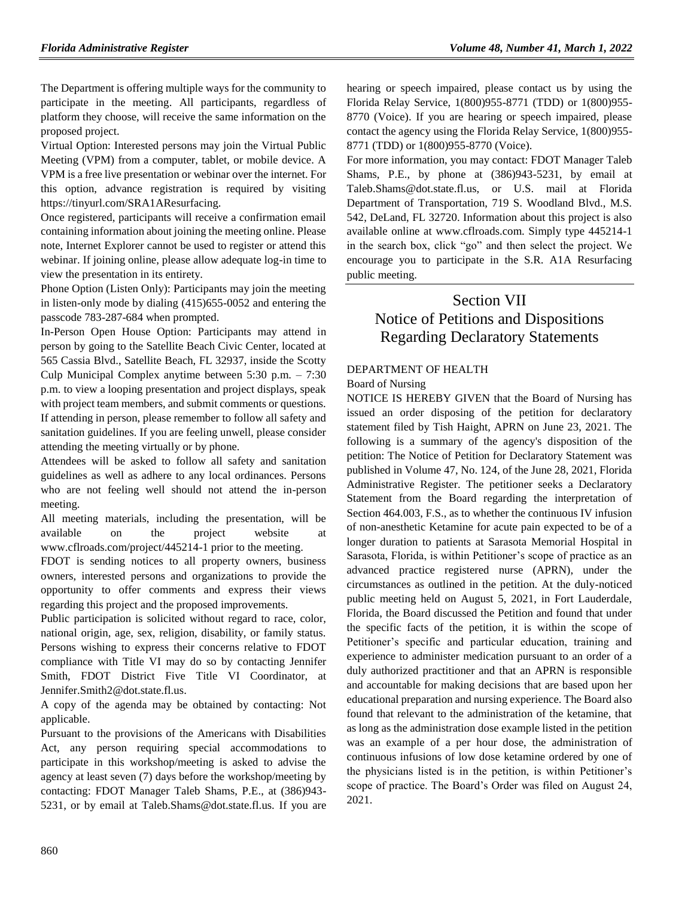The Department is offering multiple ways for the community to participate in the meeting. All participants, regardless of platform they choose, will receive the same information on the proposed project.

Virtual Option: Interested persons may join the Virtual Public Meeting (VPM) from a computer, tablet, or mobile device. A VPM is a free live presentation or webinar over the internet. For this option, advance registration is required by visiting https://tinyurl.com/SRA1AResurfacing.

Once registered, participants will receive a confirmation email containing information about joining the meeting online. Please note, Internet Explorer cannot be used to register or attend this webinar. If joining online, please allow adequate log-in time to view the presentation in its entirety.

Phone Option (Listen Only): Participants may join the meeting in listen-only mode by dialing (415)655-0052 and entering the passcode 783-287-684 when prompted.

In-Person Open House Option: Participants may attend in person by going to the Satellite Beach Civic Center, located at 565 Cassia Blvd., Satellite Beach, FL 32937, inside the Scotty Culp Municipal Complex anytime between 5:30 p.m. – 7:30 p.m. to view a looping presentation and project displays, speak with project team members, and submit comments or questions. If attending in person, please remember to follow all safety and sanitation guidelines. If you are feeling unwell, please consider attending the meeting virtually or by phone.

Attendees will be asked to follow all safety and sanitation guidelines as well as adhere to any local ordinances. Persons who are not feeling well should not attend the in-person meeting.

All meeting materials, including the presentation, will be available on the project website at www.cflroads.com/project/445214-1 prior to the meeting.

FDOT is sending notices to all property owners, business owners, interested persons and organizations to provide the opportunity to offer comments and express their views regarding this project and the proposed improvements.

Public participation is solicited without regard to race, color, national origin, age, sex, religion, disability, or family status. Persons wishing to express their concerns relative to FDOT compliance with Title VI may do so by contacting Jennifer Smith, FDOT District Five Title VI Coordinator, at Jennifer.Smith2@dot.state.fl.us.

A copy of the agenda may be obtained by contacting: Not applicable.

Pursuant to the provisions of the Americans with Disabilities Act, any person requiring special accommodations to participate in this workshop/meeting is asked to advise the agency at least seven (7) days before the workshop/meeting by contacting: FDOT Manager Taleb Shams, P.E., at (386)943-5231, or by email at Taleb.Shams@dot.state.fl.us. If you are hearing or speech impaired, please contact us by using the Florida Relay Service, 1(800)955-8771 (TDD) or 1(800)955-8770 (Voice). If you are hearing or speech impaired, please contact the agency using the Florida Relay Service, 1(800)955-8771 (TDD) or 1(800)955-8770 (Voice).

For more information, you may contact: FDOT Manager Taleb Shams, P.E., by phone at (386)943-5231, by email at Taleb.Shams@dot.state.fl.us, or U.S. mail at Florida Department of Transportation, 719 S. Woodland Blvd., M.S. 542, DeLand, FL 32720. Information about this project is also available online at www.cflroads.com. Simply type 445214-1 in the search box, click "go" and then select the project. We encourage you to participate in the S.R. A1A Resurfacing public meeting.

# Section VII
# Notice of Petitions and Dispositions Regarding Declaratory Statements

DEPARTMENT OF HEALTH

Board of Nursing

NOTICE IS HEREBY GIVEN that the Board of Nursing has issued an order disposing of the petition for declaratory statement filed by Tish Haight, APRN on June 23, 2021. The following is a summary of the agency's disposition of the petition: The Notice of Petition for Declaratory Statement was published in Volume 47, No. 124, of the June 28, 2021, Florida Administrative Register. The petitioner seeks a Declaratory Statement from the Board regarding the interpretation of Section 464.003, F.S., as to whether the continuous IV infusion of non-anesthetic Ketamine for acute pain expected to be of a longer duration to patients at Sarasota Memorial Hospital in Sarasota, Florida, is within Petitioner's scope of practice as an advanced practice registered nurse (APRN), under the circumstances as outlined in the petition. At the duly-noticed public meeting held on August 5, 2021, in Fort Lauderdale, Florida, the Board discussed the Petition and found that under the specific facts of the petition, it is within the scope of Petitioner's specific and particular education, training and experience to administer medication pursuant to an order of a duly authorized practitioner and that an APRN is responsible and accountable for making decisions that are based upon her educational preparation and nursing experience. The Board also found that relevant to the administration of the ketamine, that as long as the administration dose example listed in the petition was an example of a per hour dose, the administration of continuous infusions of low dose ketamine ordered by one of the physicians listed is in the petition, is within Petitioner's scope of practice. The Board's Order was filed on August 24, 2021.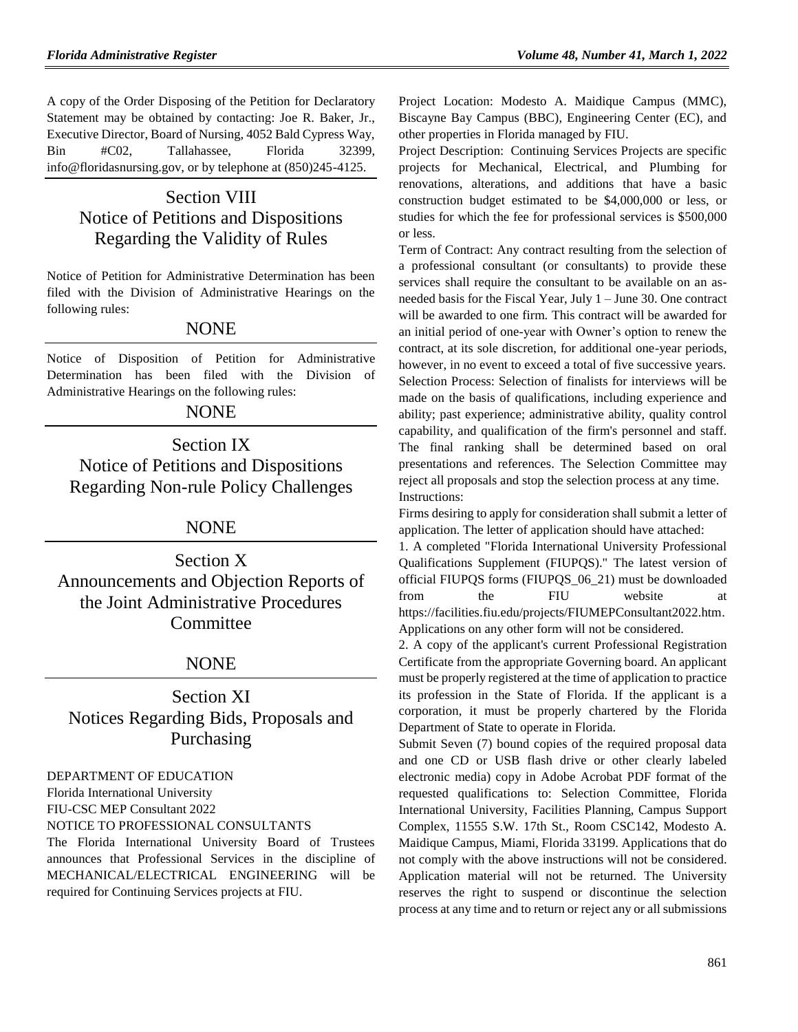A copy of the Order Disposing of the Petition for Declaratory Statement may be obtained by contacting: Joe R. Baker, Jr., Executive Director, Board of Nursing, 4052 Bald Cypress Way, Bin #C02, Tallahassee, Florida 32399, info@floridasnursing.gov, or by telephone at (850)245-4125.

## Section VIII Notice of Petitions and Dispositions Regarding the Validity of Rules

Notice of Petition for Administrative Determination has been filed with the Division of Administrative Hearings on the following rules:

NONE

Notice of Disposition of Petition for Administrative Determination has been filed with the Division of Administrative Hearings on the following rules:

NONE

## Section IX Notice of Petitions and Dispositions Regarding Non-rule Policy Challenges

NONE

## Section X Announcements and Objection Reports of the Joint Administrative Procedures Committee

NONE

## Section XI Notices Regarding Bids, Proposals and Purchasing

DEPARTMENT OF EDUCATION

Florida International University

FIU-CSC MEP Consultant 2022

NOTICE TO PROFESSIONAL CONSULTANTS

The Florida International University Board of Trustees announces that Professional Services in the discipline of MECHANICAL/ELECTRICAL ENGINEERING will be required for Continuing Services projects at FIU.

Project Location: Modesto A. Maidique Campus (MMC), Biscayne Bay Campus (BBC), Engineering Center (EC), and other properties in Florida managed by FIU.

Project Description: Continuing Services Projects are specific projects for Mechanical, Electrical, and Plumbing for renovations, alterations, and additions that have a basic construction budget estimated to be $4,000,000 or less, or studies for which the fee for professional services is $500,000 or less.

Term of Contract: Any contract resulting from the selection of a professional consultant (or consultants) to provide these services shall require the consultant to be available on an as-needed basis for the Fiscal Year, July 1 – June 30. One contract will be awarded to one firm. This contract will be awarded for an initial period of one-year with Owner's option to renew the contract, at its sole discretion, for additional one-year periods, however, in no event to exceed a total of five successive years.

Selection Process: Selection of finalists for interviews will be made on the basis of qualifications, including experience and ability; past experience; administrative ability, quality control capability, and qualification of the firm's personnel and staff. The final ranking shall be determined based on oral presentations and references. The Selection Committee may reject all proposals and stop the selection process at any time.

Instructions:

Firms desiring to apply for consideration shall submit a letter of application. The letter of application should have attached:

1. A completed "Florida International University Professional Qualifications Supplement (FIUPQS)." The latest version of official FIUPQS forms (FIUPQS_06_21) must be downloaded from the FIU website at https://facilities.fiu.edu/projects/FIUMEPConsultant2022.htm. Applications on any other form will not be considered.

2. A copy of the applicant's current Professional Registration Certificate from the appropriate Governing board. An applicant must be properly registered at the time of application to practice its profession in the State of Florida. If the applicant is a corporation, it must be properly chartered by the Florida Department of State to operate in Florida.

Submit Seven (7) bound copies of the required proposal data and one CD or USB flash drive or other clearly labeled electronic media) copy in Adobe Acrobat PDF format of the requested qualifications to: Selection Committee, Florida International University, Facilities Planning, Campus Support Complex, 11555 S.W. 17th St., Room CSC142, Modesto A. Maidique Campus, Miami, Florida 33199. Applications that do not comply with the above instructions will not be considered. Application material will not be returned. The University reserves the right to suspend or discontinue the selection process at any time and to return or reject any or all submissions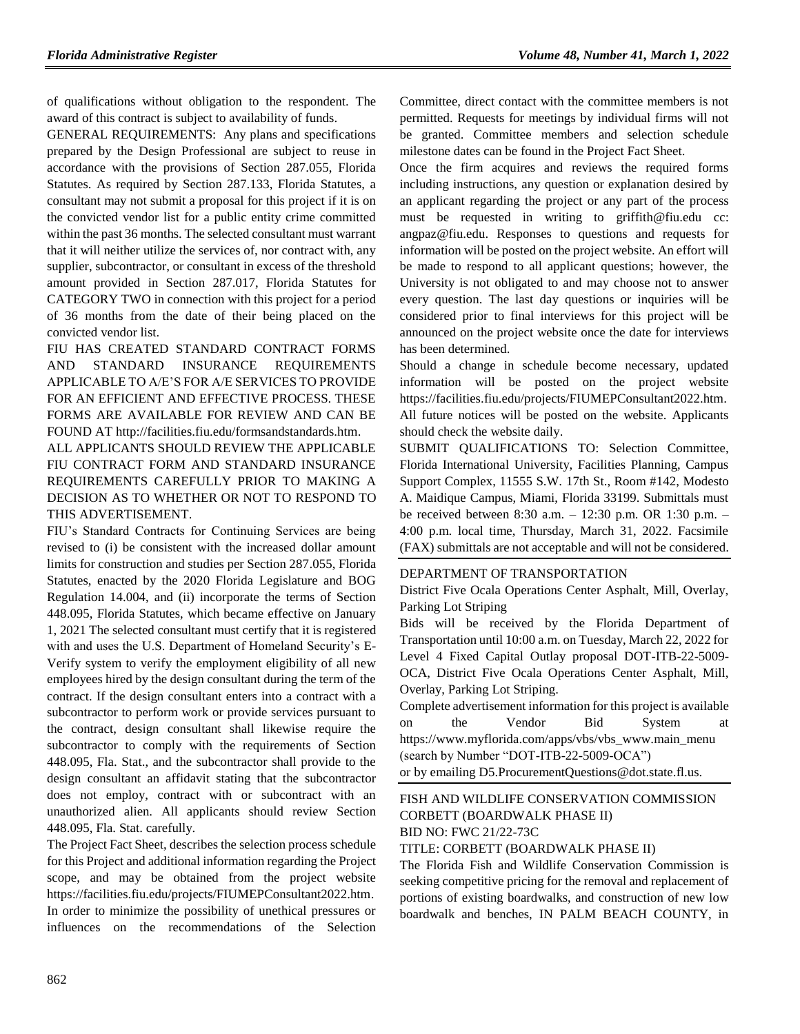of qualifications without obligation to the respondent. The award of this contract is subject to availability of funds.

GENERAL REQUIREMENTS: Any plans and specifications prepared by the Design Professional are subject to reuse in accordance with the provisions of Section 287.055, Florida Statutes. As required by Section 287.133, Florida Statutes, a consultant may not submit a proposal for this project if it is on the convicted vendor list for a public entity crime committed within the past 36 months. The selected consultant must warrant that it will neither utilize the services of, nor contract with, any supplier, subcontractor, or consultant in excess of the threshold amount provided in Section 287.017, Florida Statutes for CATEGORY TWO in connection with this project for a period of 36 months from the date of their being placed on the convicted vendor list.

FIU HAS CREATED STANDARD CONTRACT FORMS AND STANDARD INSURANCE REQUIREMENTS APPLICABLE TO A/E'S FOR A/E SERVICES TO PROVIDE FOR AN EFFICIENT AND EFFECTIVE PROCESS. THESE FORMS ARE AVAILABLE FOR REVIEW AND CAN BE FOUND AT http://facilities.fiu.edu/formsandstandards.htm.

ALL APPLICANTS SHOULD REVIEW THE APPLICABLE FIU CONTRACT FORM AND STANDARD INSURANCE REQUIREMENTS CAREFULLY PRIOR TO MAKING A DECISION AS TO WHETHER OR NOT TO RESPOND TO THIS ADVERTISEMENT.

FIU's Standard Contracts for Continuing Services are being revised to (i) be consistent with the increased dollar amount limits for construction and studies per Section 287.055, Florida Statutes, enacted by the 2020 Florida Legislature and BOG Regulation 14.004, and (ii) incorporate the terms of Section 448.095, Florida Statutes, which became effective on January 1, 2021 The selected consultant must certify that it is registered with and uses the U.S. Department of Homeland Security's E-Verify system to verify the employment eligibility of all new employees hired by the design consultant during the term of the contract. If the design consultant enters into a contract with a subcontractor to perform work or provide services pursuant to the contract, design consultant shall likewise require the subcontractor to comply with the requirements of Section 448.095, Fla. Stat., and the subcontractor shall provide to the design consultant an affidavit stating that the subcontractor does not employ, contract with or subcontract with an unauthorized alien. All applicants should review Section 448.095, Fla. Stat. carefully.

The Project Fact Sheet, describes the selection process schedule for this Project and additional information regarding the Project scope, and may be obtained from the project website https://facilities.fiu.edu/projects/FIUMEPConsultant2022.htm.

In order to minimize the possibility of unethical pressures or influences on the recommendations of the Selection Committee, direct contact with the committee members is not permitted. Requests for meetings by individual firms will not be granted. Committee members and selection schedule milestone dates can be found in the Project Fact Sheet.

Once the firm acquires and reviews the required forms including instructions, any question or explanation desired by an applicant regarding the project or any part of the process must be requested in writing to griffith@fiu.edu cc: angpaz@fiu.edu. Responses to questions and requests for information will be posted on the project website. An effort will be made to respond to all applicant questions; however, the University is not obligated to and may choose not to answer every question. The last day questions or inquiries will be considered prior to final interviews for this project will be announced on the project website once the date for interviews has been determined.

Should a change in schedule become necessary, updated information will be posted on the project website https://facilities.fiu.edu/projects/FIUMEPConsultant2022.htm. All future notices will be posted on the website. Applicants should check the website daily.

SUBMIT QUALIFICATIONS TO: Selection Committee, Florida International University, Facilities Planning, Campus Support Complex, 11555 S.W. 17th St., Room #142, Modesto A. Maidique Campus, Miami, Florida 33199. Submittals must be received between 8:30 a.m. – 12:30 p.m. OR 1:30 p.m. – 4:00 p.m. local time, Thursday, March 31, 2022. Facsimile (FAX) submittals are not acceptable and will not be considered.

DEPARTMENT OF TRANSPORTATION

District Five Ocala Operations Center Asphalt, Mill, Overlay, Parking Lot Striping

Bids will be received by the Florida Department of Transportation until 10:00 a.m. on Tuesday, March 22, 2022 for Level 4 Fixed Capital Outlay proposal DOT-ITB-22-5009-OCA, District Five Ocala Operations Center Asphalt, Mill, Overlay, Parking Lot Striping.

Complete advertisement information for this project is available on the Vendor Bid System at https://www.myflorida.com/apps/vbs/vbs_www.main_menu (search by Number "DOT-ITB-22-5009-OCA")

or by emailing D5.ProcurementQuestions@dot.state.fl.us.

FISH AND WILDLIFE CONSERVATION COMMISSION

CORBETT (BOARDWALK PHASE II)

BID NO: FWC 21/22-73C

TITLE: CORBETT (BOARDWALK PHASE II)

The Florida Fish and Wildlife Conservation Commission is seeking competitive pricing for the removal and replacement of portions of existing boardwalks, and construction of new low boardwalk and benches, IN PALM BEACH COUNTY, in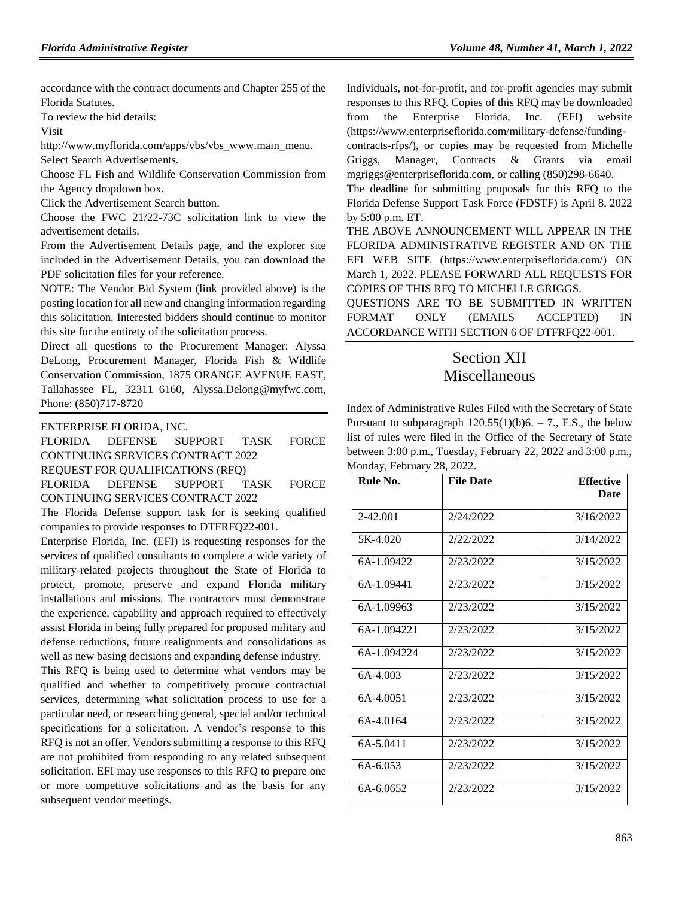accordance with the contract documents and Chapter 255 of the Florida Statutes.

To review the bid details:

Visit

http://www.myflorida.com/apps/vbs/vbs_www.main_menu.

Select Search Advertisements.

Choose FL Fish and Wildlife Conservation Commission from the Agency dropdown box.

Click the Advertisement Search button.

Choose the FWC 21/22-73C solicitation link to view the advertisement details.

From the Advertisement Details page, and the explorer site included in the Advertisement Details, you can download the PDF solicitation files for your reference.

NOTE: The Vendor Bid System (link provided above) is the posting location for all new and changing information regarding this solicitation. Interested bidders should continue to monitor this site for the entirety of the solicitation process.

Direct all questions to the Procurement Manager: Alyssa DeLong, Procurement Manager, Florida Fish & Wildlife Conservation Commission, 1875 ORANGE AVENUE EAST, Tallahassee FL, 32311–6160, Alyssa.Delong@myfwc.com, Phone: (850)717-8720

---

ENTERPRISE FLORIDA, INC.

FLORIDA DEFENSE SUPPORT TASK FORCE CONTINUING SERVICES CONTRACT 2022

REQUEST FOR QUALIFICATIONS (RFQ)

FLORIDA DEFENSE SUPPORT TASK FORCE CONTINUING SERVICES CONTRACT 2022

The Florida Defense support task for is seeking qualified companies to provide responses to DTFRFQ22-001.

Enterprise Florida, Inc. (EFI) is requesting responses for the services of qualified consultants to complete a wide variety of military-related projects throughout the State of Florida to protect, promote, preserve and expand Florida military installations and missions. The contractors must demonstrate the experience, capability and approach required to effectively assist Florida in being fully prepared for proposed military and defense reductions, future realignments and consolidations as well as new basing decisions and expanding defense industry.

This RFQ is being used to determine what vendors may be qualified and whether to competitively procure contractual services, determining what solicitation process to use for a particular need, or researching general, special and/or technical specifications for a solicitation. A vendor's response to this RFQ is not an offer. Vendors submitting a response to this RFQ are not prohibited from responding to any related subsequent solicitation. EFI may use responses to this RFQ to prepare one or more competitive solicitations and as the basis for any subsequent vendor meetings.

Individuals, not-for-profit, and for-profit agencies may submit responses to this RFQ. Copies of this RFQ may be downloaded from the Enterprise Florida, Inc. (EFI) website (https://www.enterpriseflorida.com/military-defense/funding-contracts-rfps/), or copies may be requested from Michelle Griggs, Manager, Contracts & Grants via email mgriggs@enterpriseflorida.com, or calling (850)298-6640.

The deadline for submitting proposals for this RFQ to the Florida Defense Support Task Force (FDSTF) is April 8, 2022 by 5:00 p.m. ET.

THE ABOVE ANNOUNCEMENT WILL APPEAR IN THE FLORIDA ADMINISTRATIVE REGISTER AND ON THE EFI WEB SITE (https://www.enterpriseflorida.com/) ON March 1, 2022. PLEASE FORWARD ALL REQUESTS FOR COPIES OF THIS RFQ TO MICHELLE GRIGGS.

QUESTIONS ARE TO BE SUBMITTED IN WRITTEN FORMAT ONLY (EMAILS ACCEPTED) IN ACCORDANCE WITH SECTION 6 OF DTFRFQ22-001.

# Section XII
# Miscellaneous

Index of Administrative Rules Filed with the Secretary of State Pursuant to subparagraph 120.55(1)(b)6. – 7., F.S., the below list of rules were filed in the Office of the Secretary of State between 3:00 p.m., Tuesday, February 22, 2022 and 3:00 p.m., Monday, February 28, 2022.

| Rule No. | File Date | Effective Date |
|---|---|---|
| 2-42.001 | 2/24/2022 | 3/16/2022 |
| 5K-4.020 | 2/22/2022 | 3/14/2022 |
| 6A-1.09422 | 2/23/2022 | 3/15/2022 |
| 6A-1.09441 | 2/23/2022 | 3/15/2022 |
| 6A-1.09963 | 2/23/2022 | 3/15/2022 |
| 6A-1.094221 | 2/23/2022 | 3/15/2022 |
| 6A-1.094224 | 2/23/2022 | 3/15/2022 |
| 6A-4.003 | 2/23/2022 | 3/15/2022 |
| 6A-4.0051 | 2/23/2022 | 3/15/2022 |
| 6A-4.0164 | 2/23/2022 | 3/15/2022 |
| 6A-5.0411 | 2/23/2022 | 3/15/2022 |
| 6A-6.053 | 2/23/2022 | 3/15/2022 |
| 6A-6.0652 | 2/23/2022 | 3/15/2022 |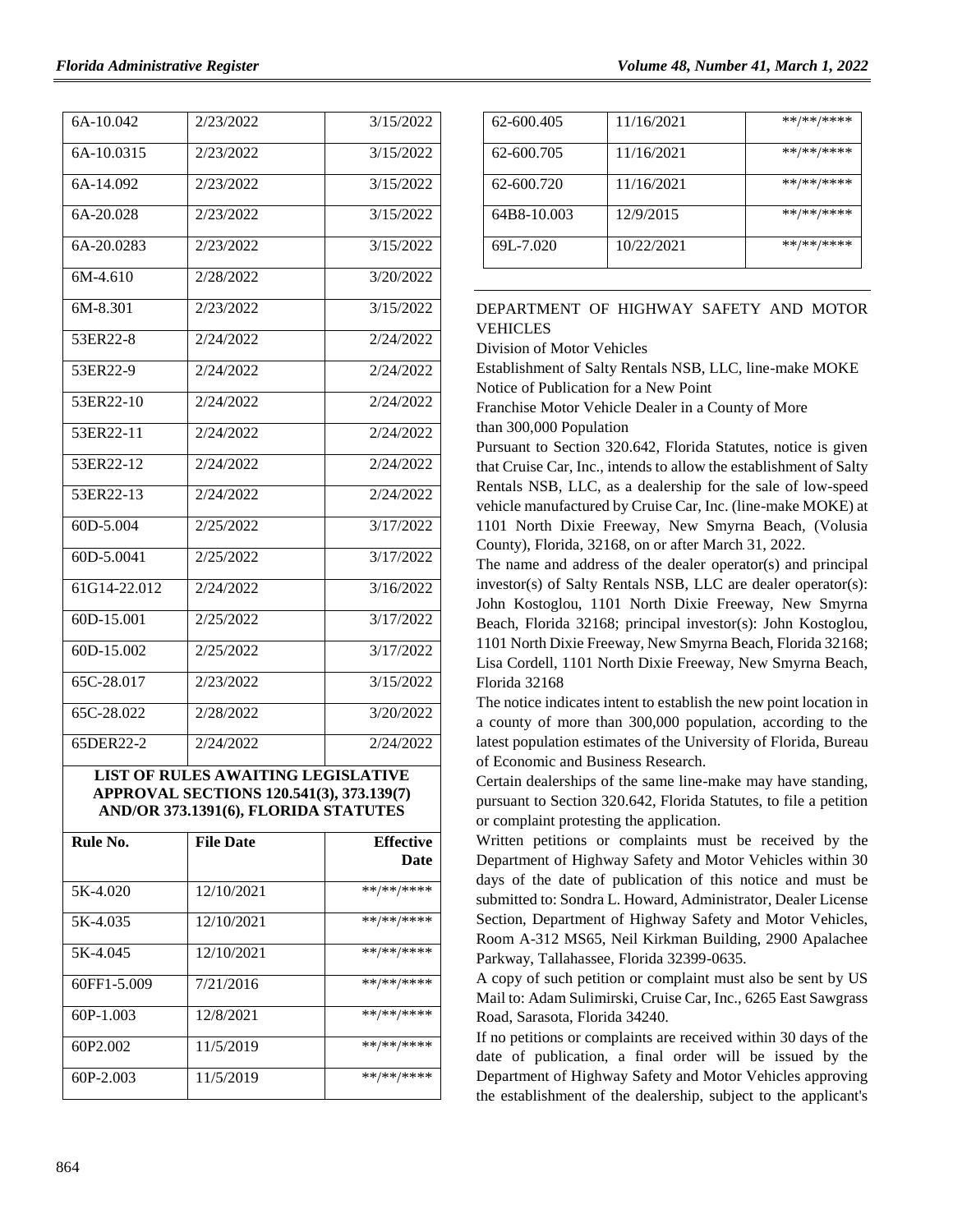| | | |
|---|---|---|
| 6A-10.042 | 2/23/2022 | 3/15/2022 |
| 6A-10.0315 | 2/23/2022 | 3/15/2022 |
| 6A-14.092 | 2/23/2022 | 3/15/2022 |
| 6A-20.028 | 2/23/2022 | 3/15/2022 |
| 6A-20.0283 | 2/23/2022 | 3/15/2022 |
| 6M-4.610 | 2/28/2022 | 3/20/2022 |
| 6M-8.301 | 2/23/2022 | 3/15/2022 |
| 53ER22-8 | 2/24/2022 | 2/24/2022 |
| 53ER22-9 | 2/24/2022 | 2/24/2022 |
| 53ER22-10 | 2/24/2022 | 2/24/2022 |
| 53ER22-11 | 2/24/2022 | 2/24/2022 |
| 53ER22-12 | 2/24/2022 | 2/24/2022 |
| 53ER22-13 | 2/24/2022 | 2/24/2022 |
| 60D-5.004 | 2/25/2022 | 3/17/2022 |
| 60D-5.0041 | 2/25/2022 | 3/17/2022 |
| 61G14-22.012 | 2/24/2022 | 3/16/2022 |
| 60D-15.001 | 2/25/2022 | 3/17/2022 |
| 60D-15.002 | 2/25/2022 | 3/17/2022 |
| 65C-28.017 | 2/23/2022 | 3/15/2022 |
| 65C-28.022 | 2/28/2022 | 3/20/2022 |
| 65DER22-2 | 2/24/2022 | 2/24/2022 |

**LIST OF RULES AWAITING LEGISLATIVE APPROVAL SECTIONS 120.541(3), 373.139(7) AND/OR 373.1391(6), FLORIDA STATUTES**

| Rule No. | File Date | Effective Date |
|---|---|---|
| 5K-4.020 | 12/10/2021 | \*\*/\*\*/\*\*\*\* |
| 5K-4.035 | 12/10/2021 | \*\*/\*\*/\*\*\*\* |
| 5K-4.045 | 12/10/2021 | \*\*/\*\*/\*\*\*\* |
| 60FF1-5.009 | 7/21/2016 | \*\*/\*\*/\*\*\*\* |
| 60P-1.003 | 12/8/2021 | \*\*/\*\*/\*\*\*\* |
| 60P2.002 | 11/5/2019 | \*\*/\*\*/\*\*\*\* |
| 60P-2.003 | 11/5/2019 | \*\*/\*\*/\*\*\*\* |
| 62-600.405 | 11/16/2021 | \*\*/\*\*/\*\*\*\* |
| 62-600.705 | 11/16/2021 | \*\*/\*\*/\*\*\*\* |
| 62-600.720 | 11/16/2021 | \*\*/\*\*/\*\*\*\* |
| 64B8-10.003 | 12/9/2015 | \*\*/\*\*/\*\*\*\* |
| 69L-7.020 | 10/22/2021 | \*\*/\*\*/\*\*\*\* |

DEPARTMENT OF HIGHWAY SAFETY AND MOTOR VEHICLES

Division of Motor Vehicles

Establishment of Salty Rentals NSB, LLC, line-make MOKE

Notice of Publication for a New Point

Franchise Motor Vehicle Dealer in a County of More than 300,000 Population

Pursuant to Section 320.642, Florida Statutes, notice is given that Cruise Car, Inc., intends to allow the establishment of Salty Rentals NSB, LLC, as a dealership for the sale of low-speed vehicle manufactured by Cruise Car, Inc. (line-make MOKE) at 1101 North Dixie Freeway, New Smyrna Beach, (Volusia County), Florida, 32168, on or after March 31, 2022.

The name and address of the dealer operator(s) and principal investor(s) of Salty Rentals NSB, LLC are dealer operator(s): John Kostoglou, 1101 North Dixie Freeway, New Smyrna Beach, Florida 32168; principal investor(s): John Kostoglou, 1101 North Dixie Freeway, New Smyrna Beach, Florida 32168; Lisa Cordell, 1101 North Dixie Freeway, New Smyrna Beach, Florida 32168

The notice indicates intent to establish the new point location in a county of more than 300,000 population, according to the latest population estimates of the University of Florida, Bureau of Economic and Business Research.

Certain dealerships of the same line-make may have standing, pursuant to Section 320.642, Florida Statutes, to file a petition or complaint protesting the application.

Written petitions or complaints must be received by the Department of Highway Safety and Motor Vehicles within 30 days of the date of publication of this notice and must be submitted to: Sondra L. Howard, Administrator, Dealer License Section, Department of Highway Safety and Motor Vehicles, Room A-312 MS65, Neil Kirkman Building, 2900 Apalachee Parkway, Tallahassee, Florida 32399-0635.

A copy of such petition or complaint must also be sent by US Mail to: Adam Sulimirski, Cruise Car, Inc., 6265 East Sawgrass Road, Sarasota, Florida 34240.

If no petitions or complaints are received within 30 days of the date of publication, a final order will be issued by the Department of Highway Safety and Motor Vehicles approving the establishment of the dealership, subject to the applicant's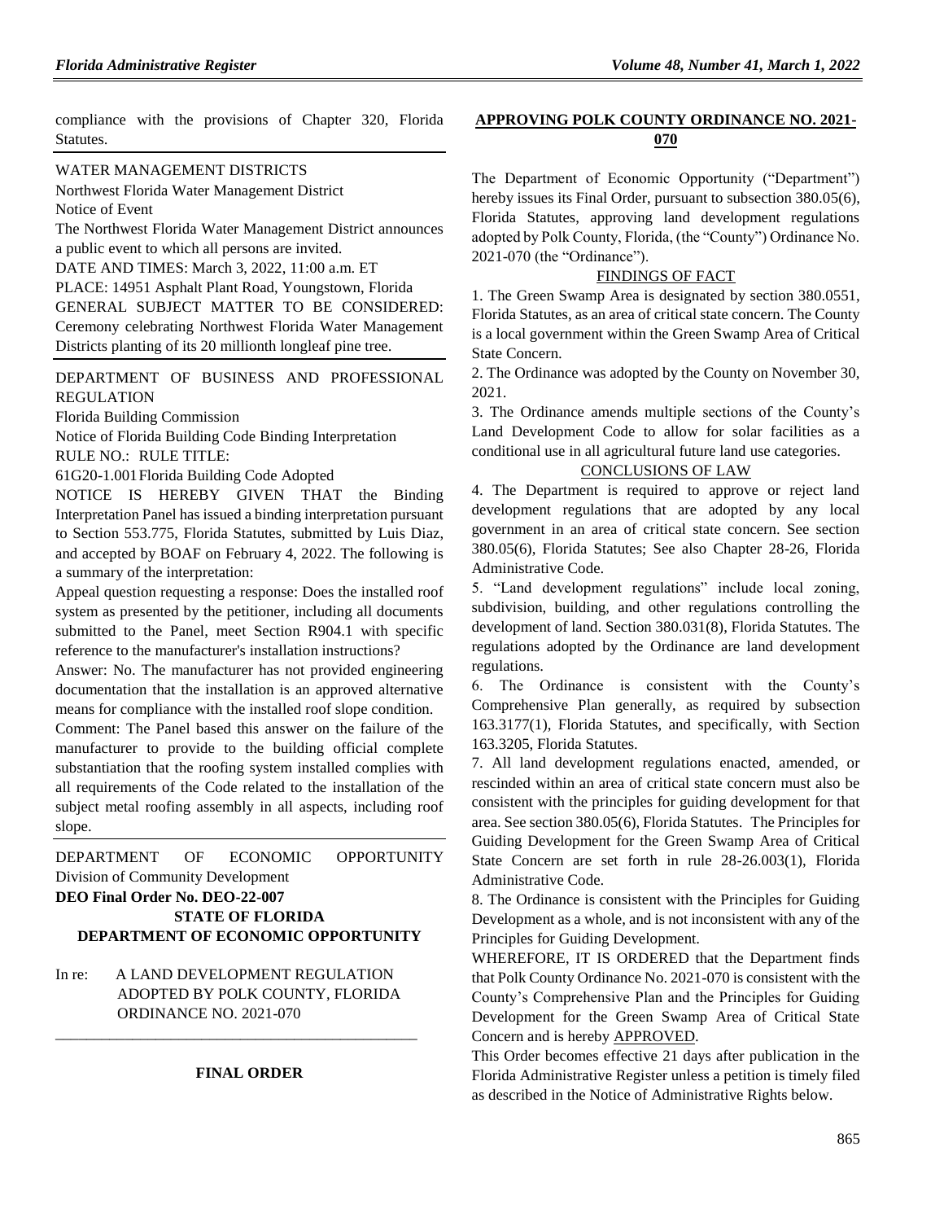compliance with the provisions of Chapter 320, Florida Statutes.

WATER MANAGEMENT DISTRICTS

Northwest Florida Water Management District

Notice of Event

The Northwest Florida Water Management District announces a public event to which all persons are invited.

DATE AND TIMES: March 3, 2022, 11:00 a.m. ET

PLACE: 14951 Asphalt Plant Road, Youngstown, Florida

GENERAL SUBJECT MATTER TO BE CONSIDERED: Ceremony celebrating Northwest Florida Water Management Districts planting of its 20 millionth longleaf pine tree.

DEPARTMENT OF BUSINESS AND PROFESSIONAL REGULATION

Florida Building Commission

Notice of Florida Building Code Binding Interpretation

RULE NO.: RULE TITLE:

61G20-1.001 Florida Building Code Adopted

NOTICE IS HEREBY GIVEN THAT the Binding Interpretation Panel has issued a binding interpretation pursuant to Section 553.775, Florida Statutes, submitted by Luis Diaz, and accepted by BOAF on February 4, 2022. The following is a summary of the interpretation:

Appeal question requesting a response: Does the installed roof system as presented by the petitioner, including all documents submitted to the Panel, meet Section R904.1 with specific reference to the manufacturer's installation instructions?

Answer: No. The manufacturer has not provided engineering documentation that the installation is an approved alternative means for compliance with the installed roof slope condition.

Comment: The Panel based this answer on the failure of the manufacturer to provide to the building official complete substantiation that the roofing system installed complies with all requirements of the Code related to the installation of the subject metal roofing assembly in all aspects, including roof slope.

DEPARTMENT OF ECONOMIC OPPORTUNITY

Division of Community Development

**DEO Final Order No. DEO-22-007**

**STATE OF FLORIDA**
**DEPARTMENT OF ECONOMIC OPPORTUNITY**

In re: A LAND DEVELOPMENT REGULATION ADOPTED BY POLK COUNTY, FLORIDA ORDINANCE NO. 2021-070

______________________________________________

**FINAL ORDER**

**APPROVING POLK COUNTY ORDINANCE NO. 2021-070**

The Department of Economic Opportunity ("Department") hereby issues its Final Order, pursuant to subsection 380.05(6), Florida Statutes, approving land development regulations adopted by Polk County, Florida, (the "County") Ordinance No. 2021-070 (the "Ordinance").

FINDINGS OF FACT

1. The Green Swamp Area is designated by section 380.0551, Florida Statutes, as an area of critical state concern. The County is a local government within the Green Swamp Area of Critical State Concern.

2. The Ordinance was adopted by the County on November 30, 2021.

3. The Ordinance amends multiple sections of the County's Land Development Code to allow for solar facilities as a conditional use in all agricultural future land use categories.

CONCLUSIONS OF LAW

4. The Department is required to approve or reject land development regulations that are adopted by any local government in an area of critical state concern. See section 380.05(6), Florida Statutes; See also Chapter 28-26, Florida Administrative Code.

5. "Land development regulations" include local zoning, subdivision, building, and other regulations controlling the development of land. Section 380.031(8), Florida Statutes. The regulations adopted by the Ordinance are land development regulations.

6. The Ordinance is consistent with the County's Comprehensive Plan generally, as required by subsection 163.3177(1), Florida Statutes, and specifically, with Section 163.3205, Florida Statutes.

7. All land development regulations enacted, amended, or rescinded within an area of critical state concern must also be consistent with the principles for guiding development for that area. See section 380.05(6), Florida Statutes. The Principles for Guiding Development for the Green Swamp Area of Critical State Concern are set forth in rule 28-26.003(1), Florida Administrative Code.

8. The Ordinance is consistent with the Principles for Guiding Development as a whole, and is not inconsistent with any of the Principles for Guiding Development.

WHEREFORE, IT IS ORDERED that the Department finds that Polk County Ordinance No. 2021-070 is consistent with the County's Comprehensive Plan and the Principles for Guiding Development for the Green Swamp Area of Critical State Concern and is hereby APPROVED.

This Order becomes effective 21 days after publication in the Florida Administrative Register unless a petition is timely filed as described in the Notice of Administrative Rights below.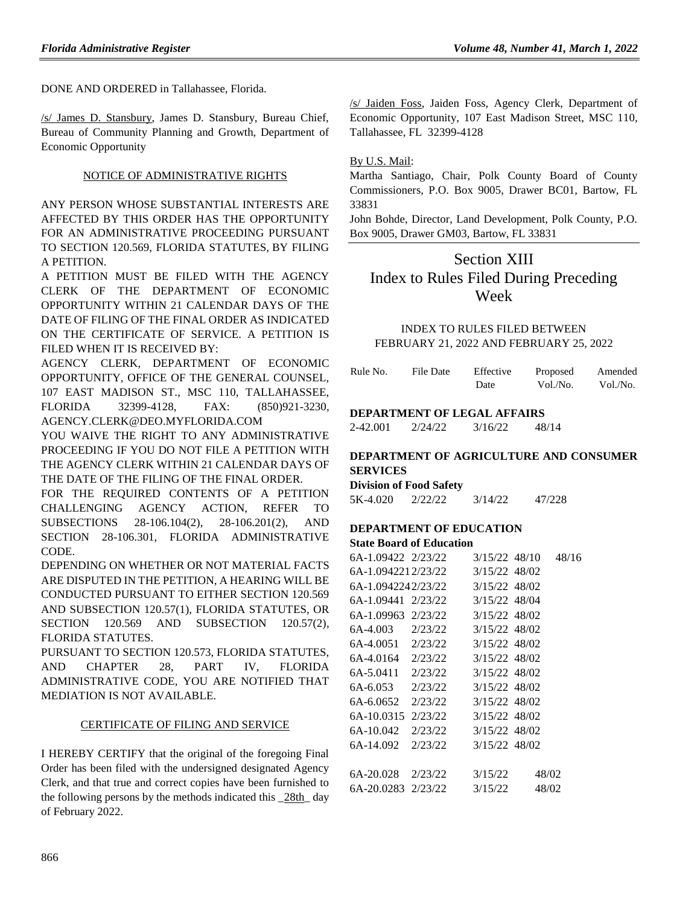DONE AND ORDERED in Tallahassee, Florida.

/s/ James D. Stansbury, James D. Stansbury, Bureau Chief, Bureau of Community Planning and Growth, Department of Economic Opportunity

NOTICE OF ADMINISTRATIVE RIGHTS

ANY PERSON WHOSE SUBSTANTIAL INTERESTS ARE AFFECTED BY THIS ORDER HAS THE OPPORTUNITY FOR AN ADMINISTRATIVE PROCEEDING PURSUANT TO SECTION 120.569, FLORIDA STATUTES, BY FILING A PETITION.

A PETITION MUST BE FILED WITH THE AGENCY CLERK OF THE DEPARTMENT OF ECONOMIC OPPORTUNITY WITHIN 21 CALENDAR DAYS OF THE DATE OF FILING OF THE FINAL ORDER AS INDICATED ON THE CERTIFICATE OF SERVICE. A PETITION IS FILED WHEN IT IS RECEIVED BY:

AGENCY CLERK, DEPARTMENT OF ECONOMIC OPPORTUNITY, OFFICE OF THE GENERAL COUNSEL, 107 EAST MADISON ST., MSC 110, TALLAHASSEE, FLORIDA 32399-4128, FAX: (850)921-3230, AGENCY.CLERK@DEO.MYFLORIDA.COM

YOU WAIVE THE RIGHT TO ANY ADMINISTRATIVE PROCEEDING IF YOU DO NOT FILE A PETITION WITH THE AGENCY CLERK WITHIN 21 CALENDAR DAYS OF THE DATE OF THE FILING OF THE FINAL ORDER.

FOR THE REQUIRED CONTENTS OF A PETITION CHALLENGING AGENCY ACTION, REFER TO SUBSECTIONS 28-106.104(2), 28-106.201(2), AND SECTION 28-106.301, FLORIDA ADMINISTRATIVE CODE.

DEPENDING ON WHETHER OR NOT MATERIAL FACTS ARE DISPUTED IN THE PETITION, A HEARING WILL BE CONDUCTED PURSUANT TO EITHER SECTION 120.569 AND SUBSECTION 120.57(1), FLORIDA STATUTES, OR SECTION 120.569 AND SUBSECTION 120.57(2), FLORIDA STATUTES.

PURSUANT TO SECTION 120.573, FLORIDA STATUTES, AND CHAPTER 28, PART IV, FLORIDA ADMINISTRATIVE CODE, YOU ARE NOTIFIED THAT MEDIATION IS NOT AVAILABLE.

CERTIFICATE OF FILING AND SERVICE

I HEREBY CERTIFY that the original of the foregoing Final Order has been filed with the undersigned designated Agency Clerk, and that true and correct copies have been furnished to the following persons by the methods indicated this _28th_ day of February 2022.

/s/ Jaiden Foss, Jaiden Foss, Agency Clerk, Department of Economic Opportunity, 107 East Madison Street, MSC 110, Tallahassee, FL 32399-4128

By U.S. Mail:

Martha Santiago, Chair, Polk County Board of County Commissioners, P.O. Box 9005, Drawer BC01, Bartow, FL 33831

John Bohde, Director, Land Development, Polk County, P.O. Box 9005, Drawer GM03, Bartow, FL 33831

# Section XIII Index to Rules Filed During Preceding Week

INDEX TO RULES FILED BETWEEN FEBRUARY 21, 2022 AND FEBRUARY 25, 2022

| Rule No. | File Date | Effective Date | Proposed Vol./No. | Amended Vol./No. |
|---|---|---|---|---|
| **DEPARTMENT OF LEGAL AFFAIRS** | | | | |
| 2-42.001 | 2/24/22 | 3/16/22 | 48/14 | |
| **DEPARTMENT OF AGRICULTURE AND CONSUMER SERVICES** | | | | |
| **Division of Food Safety** | | | | |
| 5K-4.020 | 2/22/22 | 3/14/22 | 47/228 | |
| **DEPARTMENT OF EDUCATION** | | | | |
| **State Board of Education** | | | | |
| 6A-1.09422 | 2/23/22 | 3/15/22 | 48/10 | 48/16 |
| 6A-1.094221 | 2/23/22 | 3/15/22 | 48/02 | |
| 6A-1.094224 | 2/23/22 | 3/15/22 | 48/02 | |
| 6A-1.09441 | 2/23/22 | 3/15/22 | 48/04 | |
| 6A-1.09963 | 2/23/22 | 3/15/22 | 48/02 | |
| 6A-4.003 | 2/23/22 | 3/15/22 | 48/02 | |
| 6A-4.0051 | 2/23/22 | 3/15/22 | 48/02 | |
| 6A-4.0164 | 2/23/22 | 3/15/22 | 48/02 | |
| 6A-5.0411 | 2/23/22 | 3/15/22 | 48/02 | |
| 6A-6.053 | 2/23/22 | 3/15/22 | 48/02 | |
| 6A-6.0652 | 2/23/22 | 3/15/22 | 48/02 | |
| 6A-10.0315 | 2/23/22 | 3/15/22 | 48/02 | |
| 6A-10.042 | 2/23/22 | 3/15/22 | 48/02 | |
| 6A-14.092 | 2/23/22 | 3/15/22 | 48/02 | |
| 6A-20.028 | 2/23/22 | 3/15/22 | 48/02 | |
| 6A-20.0283 | 2/23/22 | 3/15/22 | 48/02 | |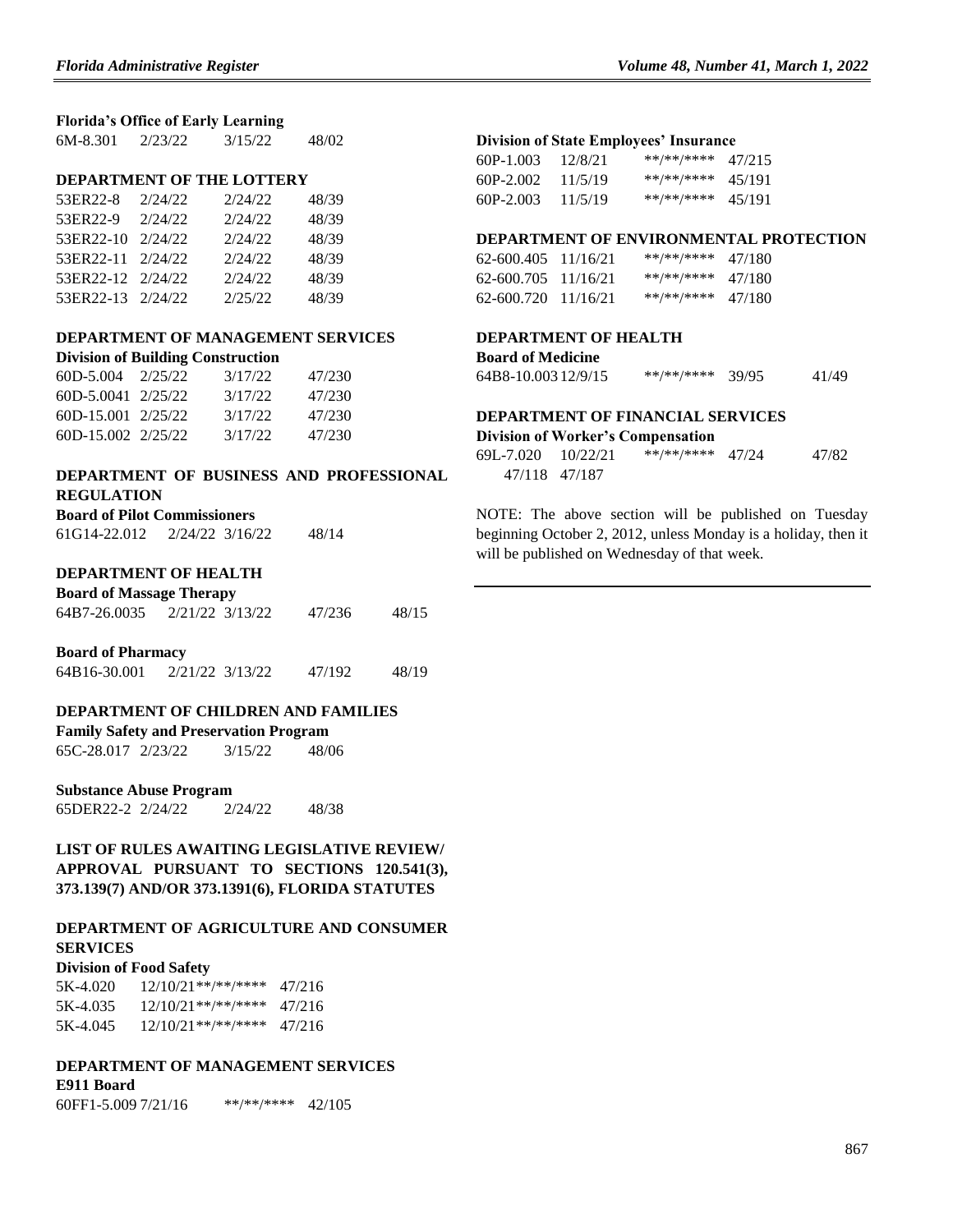**Florida's Office of Early Learning**

| | | | |
|---|---|---|---|
| 6M-8.301 | 2/23/22 | 3/15/22 | 48/02 |

**DEPARTMENT OF THE LOTTERY**

| | | | |
|---|---|---|---|
| 53ER22-8 | 2/24/22 | 2/24/22 | 48/39 |
| 53ER22-9 | 2/24/22 | 2/24/22 | 48/39 |
| 53ER22-10 | 2/24/22 | 2/24/22 | 48/39 |
| 53ER22-11 | 2/24/22 | 2/24/22 | 48/39 |
| 53ER22-12 | 2/24/22 | 2/24/22 | 48/39 |
| 53ER22-13 | 2/24/22 | 2/25/22 | 48/39 |

**DEPARTMENT OF MANAGEMENT SERVICES**

**Division of Building Construction**

| | | | |
|---|---|---|---|
| 60D-5.004 | 2/25/22 | 3/17/22 | 47/230 |
| 60D-5.0041 | 2/25/22 | 3/17/22 | 47/230 |
| 60D-15.001 | 2/25/22 | 3/17/22 | 47/230 |
| 60D-15.002 | 2/25/22 | 3/17/22 | 47/230 |

**DEPARTMENT OF BUSINESS AND PROFESSIONAL REGULATION**

**Board of Pilot Commissioners**

| | | | |
|---|---|---|---|
| 61G14-22.012 | 2/24/22 | 3/16/22 | 48/14 |

**DEPARTMENT OF HEALTH**

**Board of Massage Therapy**

| | | | | |
|---|---|---|---|---|
| 64B7-26.0035 | 2/21/22 | 3/13/22 | 47/236 | 48/15 |

**Board of Pharmacy**

| | | | | |
|---|---|---|---|---|
| 64B16-30.001 | 2/21/22 | 3/13/22 | 47/192 | 48/19 |

**DEPARTMENT OF CHILDREN AND FAMILIES**

**Family Safety and Preservation Program**

| | | | |
|---|---|---|---|
| 65C-28.017 | 2/23/22 | 3/15/22 | 48/06 |

**Substance Abuse Program**

| | | | |
|---|---|---|---|
| 65DER22-2 | 2/24/22 | 2/24/22 | 48/38 |

**LIST OF RULES AWAITING LEGISLATIVE REVIEW/ APPROVAL PURSUANT TO SECTIONS 120.541(3), 373.139(7) AND/OR 373.1391(6), FLORIDA STATUTES**

**DEPARTMENT OF AGRICULTURE AND CONSUMER SERVICES**

**Division of Food Safety**

| | | | |
|---|---|---|---|
| 5K-4.020 | 12/10/21 | **/**/**** | 47/216 |
| 5K-4.035 | 12/10/21 | **/**/**** | 47/216 |
| 5K-4.045 | 12/10/21 | **/**/**** | 47/216 |

**DEPARTMENT OF MANAGEMENT SERVICES**

**E911 Board**

| | | | |
|---|---|---|---|
| 60FF1-5.009 | 7/21/16 | **/**/**** | 42/105 |

**Division of State Employees' Insurance**

| | | | |
|---|---|---|---|
| 60P-1.003 | 12/8/21 | **/**/**** | 47/215 |
| 60P-2.002 | 11/5/19 | **/**/**** | 45/191 |
| 60P-2.003 | 11/5/19 | **/**/**** | 45/191 |

**DEPARTMENT OF ENVIRONMENTAL PROTECTION**

| | | | |
|---|---|---|---|
| 62-600.405 | 11/16/21 | **/**/**** | 47/180 |
| 62-600.705 | 11/16/21 | **/**/**** | 47/180 |
| 62-600.720 | 11/16/21 | **/**/**** | 47/180 |

**DEPARTMENT OF HEALTH**

**Board of Medicine**

| | | | | |
|---|---|---|---|---|
| 64B8-10.003 | 12/9/15 | **/**/**** | 39/95 | 41/49 |

**DEPARTMENT OF FINANCIAL SERVICES**

**Division of Worker's Compensation**

| | | | | |
|---|---|---|---|---|
| 69L-7.020 | 10/22/21 | **/**/**** | 47/24 | 47/82 |
| 47/118 | 47/187 | | | |

NOTE: The above section will be published on Tuesday beginning October 2, 2012, unless Monday is a holiday, then it will be published on Wednesday of that week.